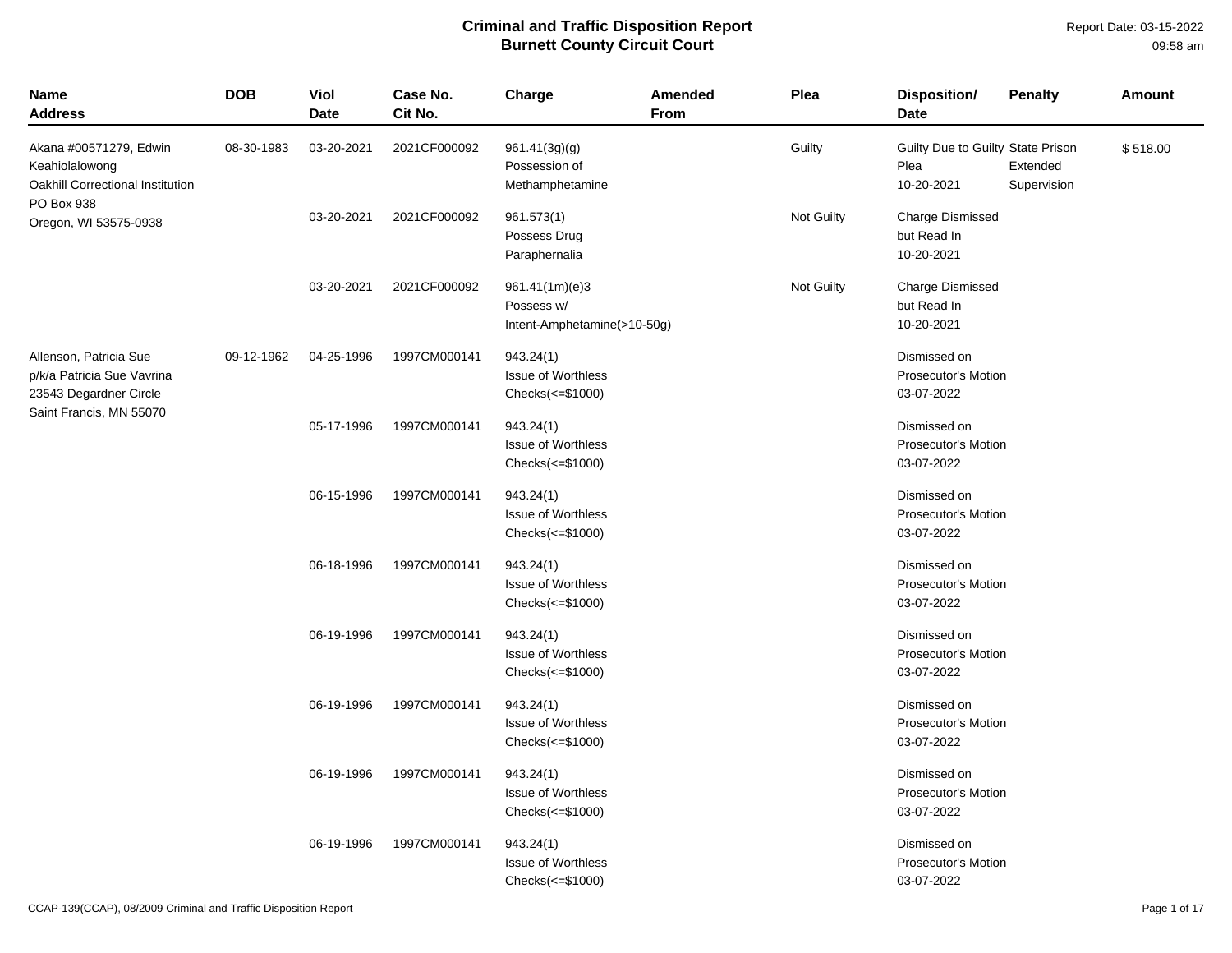# Criminal and Traffic Disposition Report
## Burnett County Circuit Court

Report Date: 03-15-2022
09:58 am

| Name<br>Address | DOB | Viol<br>Date | Case No.<br>Cit No. | Charge | Amended<br>From | Plea | Disposition/<br>Date | Penalty | Amount |
|---|---|---|---|---|---|---|---|---|---|
| Akana #00571279, Edwin Keahiolalowong<br>Oakhill Correctional Institution<br>PO Box 938<br>Oregon, WI 53575-0938 | 08-30-1983 | 03-20-2021 | 2021CF000092 | 961.41(3g)(g)<br>Possession of Methamphetamine | | Guilty | Guilty Due to Guilty Plea<br>10-20-2021 | State Prison<br>Extended Supervision | $ 518.00 |
| | | 03-20-2021 | 2021CF000092 | 961.573(1)<br>Possess Drug Paraphernalia | | Not Guilty | Charge Dismissed but Read In<br>10-20-2021 | | |
| | | 03-20-2021 | 2021CF000092 | 961.41(1m)(e)3<br>Possess w/ Intent-Amphetamine(>10-50g) | | Not Guilty | Charge Dismissed but Read In<br>10-20-2021 | | |
| Allenson, Patricia Sue<br>p/k/a Patricia Sue Vavrina<br>23543 Degardner Circle<br>Saint Francis, MN 55070 | 09-12-1962 | 04-25-1996 | 1997CM000141 | 943.24(1)<br>Issue of Worthless Checks(<=$1000) | | | Dismissed on Prosecutor's Motion<br>03-07-2022 | | |
| | | 05-17-1996 | 1997CM000141 | 943.24(1)<br>Issue of Worthless Checks(<=$1000) | | | Dismissed on Prosecutor's Motion<br>03-07-2022 | | |
| | | 06-15-1996 | 1997CM000141 | 943.24(1)<br>Issue of Worthless Checks(<=$1000) | | | Dismissed on Prosecutor's Motion<br>03-07-2022 | | |
| | | 06-18-1996 | 1997CM000141 | 943.24(1)<br>Issue of Worthless Checks(<=$1000) | | | Dismissed on Prosecutor's Motion<br>03-07-2022 | | |
| | | 06-19-1996 | 1997CM000141 | 943.24(1)<br>Issue of Worthless Checks(<=$1000) | | | Dismissed on Prosecutor's Motion<br>03-07-2022 | | |
| | | 06-19-1996 | 1997CM000141 | 943.24(1)<br>Issue of Worthless Checks(<=$1000) | | | Dismissed on Prosecutor's Motion<br>03-07-2022 | | |
| | | 06-19-1996 | 1997CM000141 | 943.24(1)<br>Issue of Worthless Checks(<=$1000) | | | Dismissed on Prosecutor's Motion<br>03-07-2022 | | |
| | | 06-19-1996 | 1997CM000141 | 943.24(1)<br>Issue of Worthless Checks(<=$1000) | | | Dismissed on Prosecutor's Motion<br>03-07-2022 | | |

CCAP-139(CCAP), 08/2009 Criminal and Traffic Disposition Report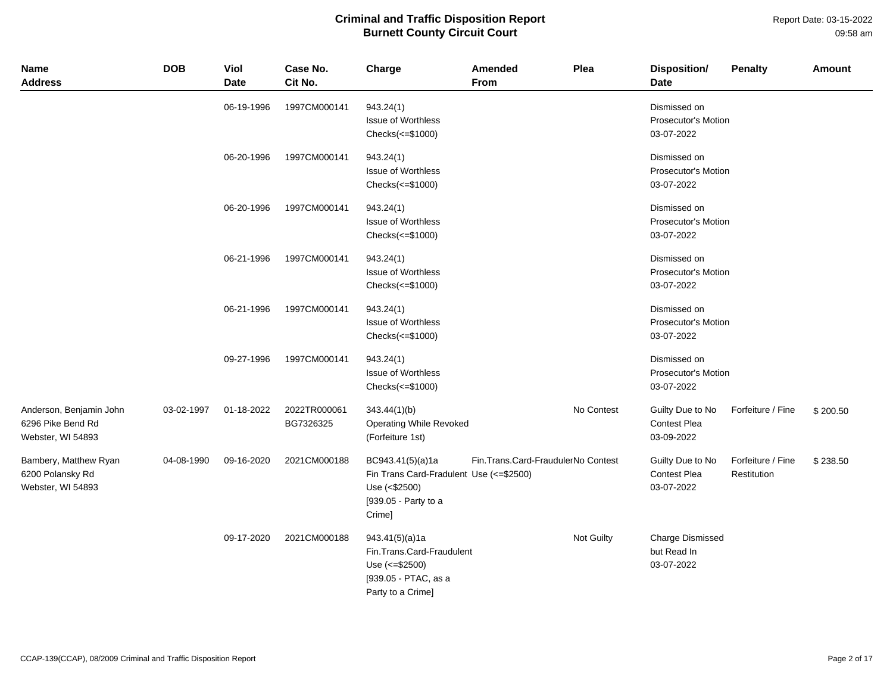# Criminal and Traffic Disposition Report
## Burnett County Circuit Court

Report Date: 03-15-2022
09:58 am

| Name Address | DOB | Viol Date | Case No. Cit No. | Charge | Amended From | Plea | Disposition/ Date | Penalty | Amount |
|---|---|---|---|---|---|---|---|---|---|
| | | 06-19-1996 | 1997CM000141 | 943.24(1) Issue of Worthless Checks(<=$1000) | | | Dismissed on Prosecutor's Motion 03-07-2022 | | |
| | | 06-20-1996 | 1997CM000141 | 943.24(1) Issue of Worthless Checks(<=$1000) | | | Dismissed on Prosecutor's Motion 03-07-2022 | | |
| | | 06-20-1996 | 1997CM000141 | 943.24(1) Issue of Worthless Checks(<=$1000) | | | Dismissed on Prosecutor's Motion 03-07-2022 | | |
| | | 06-21-1996 | 1997CM000141 | 943.24(1) Issue of Worthless Checks(<=$1000) | | | Dismissed on Prosecutor's Motion 03-07-2022 | | |
| | | 06-21-1996 | 1997CM000141 | 943.24(1) Issue of Worthless Checks(<=$1000) | | | Dismissed on Prosecutor's Motion 03-07-2022 | | |
| | | 09-27-1996 | 1997CM000141 | 943.24(1) Issue of Worthless Checks(<=$1000) | | | Dismissed on Prosecutor's Motion 03-07-2022 | | |
| Anderson, Benjamin John 6296 Pike Bend Rd Webster, WI 54893 | 03-02-1997 | 01-18-2022 | 2022TR000061 BG7326325 | 343.44(1)(b) Operating While Revoked (Forfeiture 1st) | | No Contest | Guilty Due to No Contest Plea 03-09-2022 | Forfeiture / Fine | $ 200.50 |
| Bambery, Matthew Ryan 6200 Polansky Rd Webster, WI 54893 | 04-08-1990 | 09-16-2020 | 2021CM000188 | BC943.41(5)(a)1a Fin Trans Card-Fradulent Use (<$2500) [939.05 - Party to a Crime] | Fin.Trans.Card-Fraudulent Use (<=$2500) | No Contest | Guilty Due to No Contest Plea 03-07-2022 | Forfeiture / Fine Restitution | $ 238.50 |
| | | 09-17-2020 | 2021CM000188 | 943.41(5)(a)1a Fin.Trans.Card-Fraudulent Use (<=$2500) [939.05 - PTAC, as a Party to a Crime] | | Not Guilty | Charge Dismissed but Read In 03-07-2022 | | |

CCAP-139(CCAP), 08/2009 Criminal and Traffic Disposition Report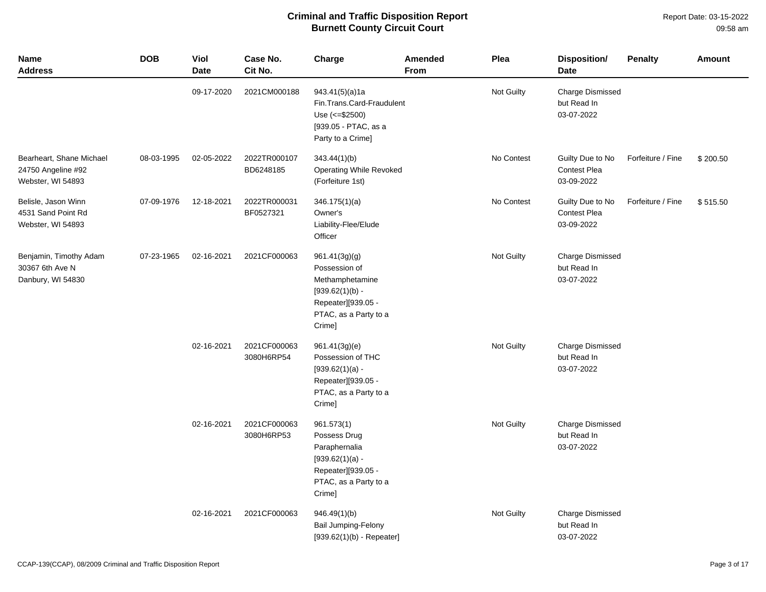# Criminal and Traffic Disposition Report
## Burnett County Circuit Court

Report Date: 03-15-2022
09:58 am

| Name<br>Address | DOB | Viol<br>Date | Case No.<br>Cit No. | Charge | Amended<br>From | Plea | Disposition/<br>Date | Penalty | Amount |
|---|---|---|---|---|---|---|---|---|---|
| | | 09-17-2020 | 2021CM000188 | 943.41(5)(a)1a<br>Fin.Trans.Card-Fraudulent Use (<=$2500)<br>[939.05 - PTAC, as a Party to a Crime] | | Not Guilty | Charge Dismissed but Read In<br>03-07-2022 | | |
| Bearheart, Shane Michael<br>24750 Angeline #92<br>Webster, WI 54893 | 08-03-1995 | 02-05-2022 | 2022TR000107<br>BD6248185 | 343.44(1)(b)<br>Operating While Revoked (Forfeiture 1st) | | No Contest | Guilty Due to No Contest Plea<br>03-09-2022 | Forfeiture / Fine | $ 200.50 |
| Belisle, Jason Winn<br>4531 Sand Point Rd<br>Webster, WI 54893 | 07-09-1976 | 12-18-2021 | 2022TR000031<br>BF0527321 | 346.175(1)(a)<br>Owner's Liability-Flee/Elude Officer | | No Contest | Guilty Due to No Contest Plea<br>03-09-2022 | Forfeiture / Fine | $ 515.50 |
| Benjamin, Timothy Adam<br>30367 6th Ave N<br>Danbury, WI 54830 | 07-23-1965 | 02-16-2021 | 2021CF000063 | 961.41(3g)(g)<br>Possession of Methamphetamine<br>[939.62(1)(b) - Repeater][939.05 - PTAC, as a Party to a Crime] | | Not Guilty | Charge Dismissed but Read In<br>03-07-2022 | | |
| | | 02-16-2021 | 2021CF000063<br>3080H6RP54 | 961.41(3g)(e)<br>Possession of THC<br>[939.62(1)(a) - Repeater][939.05 - PTAC, as a Party to a Crime] | | Not Guilty | Charge Dismissed but Read In<br>03-07-2022 | | |
| | | 02-16-2021 | 2021CF000063<br>3080H6RP53 | 961.573(1)<br>Possess Drug Paraphernalia<br>[939.62(1)(a) - Repeater][939.05 - PTAC, as a Party to a Crime] | | Not Guilty | Charge Dismissed but Read In<br>03-07-2022 | | |
| | | 02-16-2021 | 2021CF000063 | 946.49(1)(b)<br>Bail Jumping-Felony<br>[939.62(1)(b) - Repeater] | | Not Guilty | Charge Dismissed but Read In<br>03-07-2022 | | |

CCAP-139(CCAP), 08/2009 Criminal and Traffic Disposition Report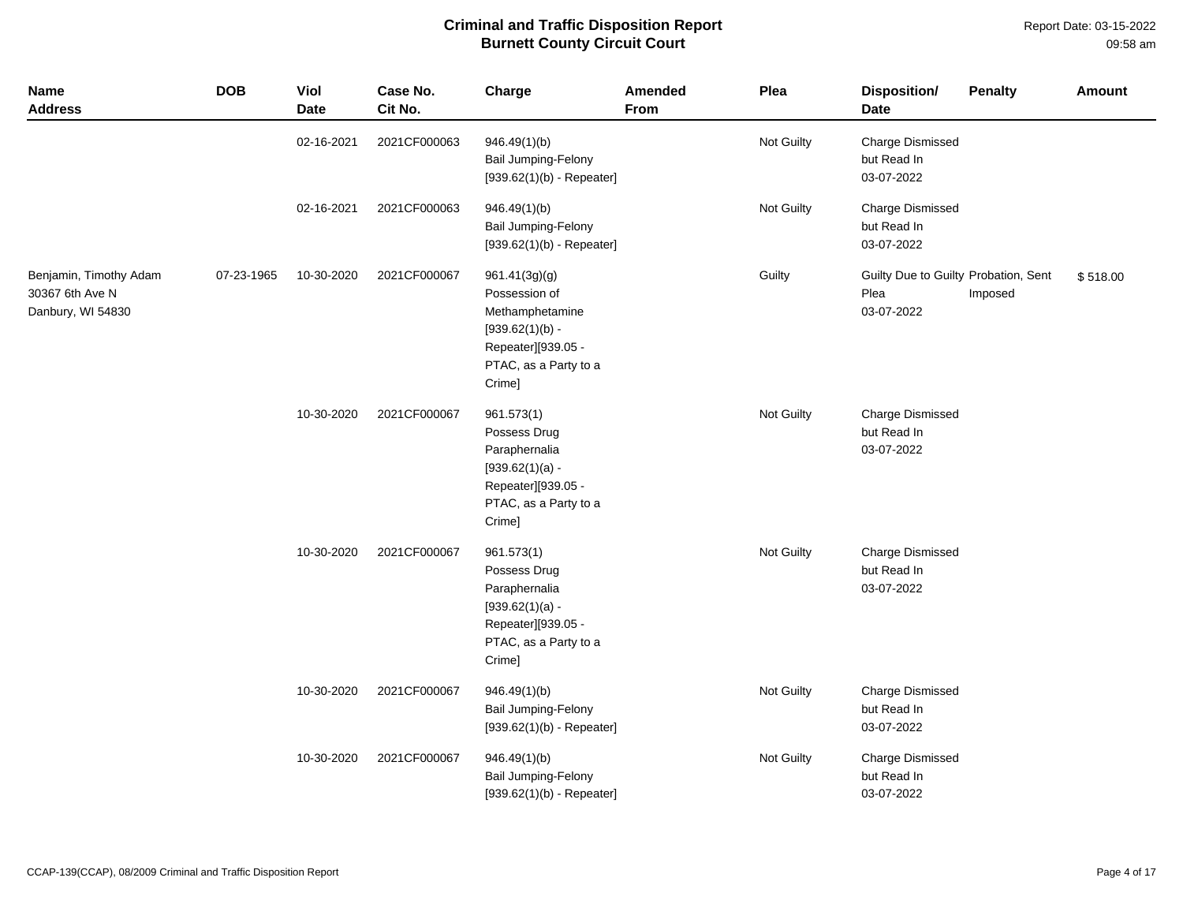# Criminal and Traffic Disposition Report
## Burnett County Circuit Court

Report Date: 03-15-2022
09:58 am

| Name Address | DOB | Viol Date | Case No. Cit No. | Charge | Amended From | Plea | Disposition/ Date | Penalty | Amount |
|---|---|---|---|---|---|---|---|---|---|
| | | 02-16-2021 | 2021CF000063 | 946.49(1)(b) Bail Jumping-Felony [939.62(1)(b) - Repeater] | | Not Guilty | Charge Dismissed but Read In 03-07-2022 | | |
| | | 02-16-2021 | 2021CF000063 | 946.49(1)(b) Bail Jumping-Felony [939.62(1)(b) - Repeater] | | Not Guilty | Charge Dismissed but Read In 03-07-2022 | | |
| Benjamin, Timothy Adam 30367 6th Ave N Danbury, WI 54830 | 07-23-1965 | 10-30-2020 | 2021CF000067 | 961.41(3g)(g) Possession of Methamphetamine [939.62(1)(b) - Repeater][939.05 - PTAC, as a Party to a Crime] | | Guilty | Guilty Due to Guilty Plea 03-07-2022 | Probation, Sent Imposed | $ 518.00 |
| | | 10-30-2020 | 2021CF000067 | 961.573(1) Possess Drug Paraphernalia [939.62(1)(a) - Repeater][939.05 - PTAC, as a Party to a Crime] | | Not Guilty | Charge Dismissed but Read In 03-07-2022 | | |
| | | 10-30-2020 | 2021CF000067 | 961.573(1) Possess Drug Paraphernalia [939.62(1)(a) - Repeater][939.05 - PTAC, as a Party to a Crime] | | Not Guilty | Charge Dismissed but Read In 03-07-2022 | | |
| | | 10-30-2020 | 2021CF000067 | 946.49(1)(b) Bail Jumping-Felony [939.62(1)(b) - Repeater] | | Not Guilty | Charge Dismissed but Read In 03-07-2022 | | |
| | | 10-30-2020 | 2021CF000067 | 946.49(1)(b) Bail Jumping-Felony [939.62(1)(b) - Repeater] | | Not Guilty | Charge Dismissed but Read In 03-07-2022 | | |

CCAP-139(CCAP), 08/2009 Criminal and Traffic Disposition Report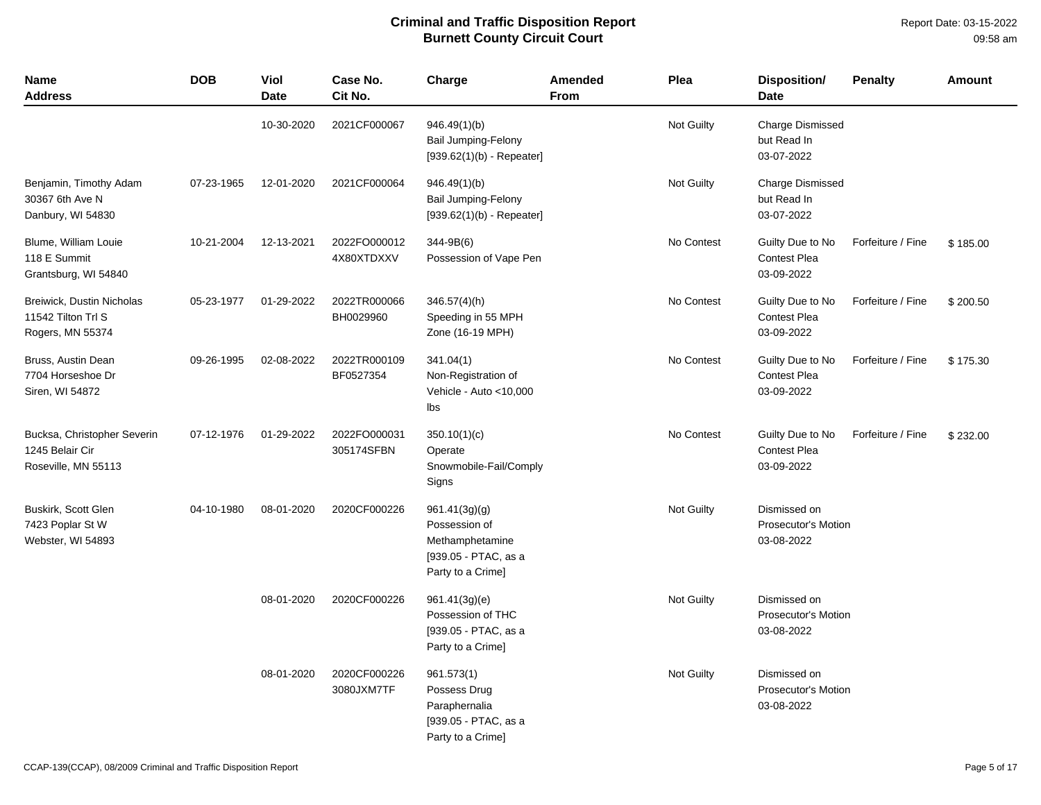# Criminal and Traffic Disposition Report
## Burnett County Circuit Court

Report Date: 03-15-2022
09:58 am

| Name<br>Address | DOB | Viol<br>Date | Case No.<br>Cit No. | Charge | Amended<br>From | Plea | Disposition/<br>Date | Penalty | Amount |
|---|---|---|---|---|---|---|---|---|---|
| | | 10-30-2020 | 2021CF000067 | 946.49(1)(b)<br>Bail Jumping-Felony<br>[939.62(1)(b) - Repeater] | | Not Guilty | Charge Dismissed but Read In<br>03-07-2022 | | |
| Benjamin, Timothy Adam<br>30367 6th Ave N<br>Danbury, WI 54830 | 07-23-1965 | 12-01-2020 | 2021CF000064 | 946.49(1)(b)<br>Bail Jumping-Felony<br>[939.62(1)(b) - Repeater] | | Not Guilty | Charge Dismissed but Read In<br>03-07-2022 | | |
| Blume, William Louie<br>118 E Summit<br>Grantsburg, WI 54840 | 10-21-2004 | 12-13-2021 | 2022FO000012<br>4X80XTDXXV | 344-9B(6)<br>Possession of Vape Pen | | No Contest | Guilty Due to No Contest Plea<br>03-09-2022 | Forfeiture / Fine | $ 185.00 |
| Breiwick, Dustin Nicholas<br>11542 Tilton Trl S<br>Rogers, MN 55374 | 05-23-1977 | 01-29-2022 | 2022TR000066<br>BH0029960 | 346.57(4)(h)<br>Speeding in 55 MPH Zone (16-19 MPH) | | No Contest | Guilty Due to No Contest Plea<br>03-09-2022 | Forfeiture / Fine | $ 200.50 |
| Bruss, Austin Dean<br>7704 Horseshoe Dr<br>Siren, WI 54872 | 09-26-1995 | 02-08-2022 | 2022TR000109<br>BF0527354 | 341.04(1)<br>Non-Registration of Vehicle - Auto <10,000 lbs | | No Contest | Guilty Due to No Contest Plea<br>03-09-2022 | Forfeiture / Fine | $ 175.30 |
| Bucksa, Christopher Severin<br>1245 Belair Cir<br>Roseville, MN 55113 | 07-12-1976 | 01-29-2022 | 2022FO000031<br>305174SFBN | 350.10(1)(c)<br>Operate Snowmobile-Fail/Comply Signs | | No Contest | Guilty Due to No Contest Plea<br>03-09-2022 | Forfeiture / Fine | $ 232.00 |
| Buskirk, Scott Glen<br>7423 Poplar St W<br>Webster, WI 54893 | 04-10-1980 | 08-01-2020 | 2020CF000226 | 961.41(3g)(g)<br>Possession of Methamphetamine<br>[939.05 - PTAC, as a Party to a Crime] | | Not Guilty | Dismissed on Prosecutor's Motion<br>03-08-2022 | | |
| | | 08-01-2020 | 2020CF000226 | 961.41(3g)(e)<br>Possession of THC<br>[939.05 - PTAC, as a Party to a Crime] | | Not Guilty | Dismissed on Prosecutor's Motion<br>03-08-2022 | | |
| | | 08-01-2020 | 2020CF000226<br>3080JXM7TF | 961.573(1)<br>Possess Drug Paraphernalia<br>[939.05 - PTAC, as a Party to a Crime] | | Not Guilty | Dismissed on Prosecutor's Motion<br>03-08-2022 | | |

CCAP-139(CCAP), 08/2009 Criminal and Traffic Disposition Report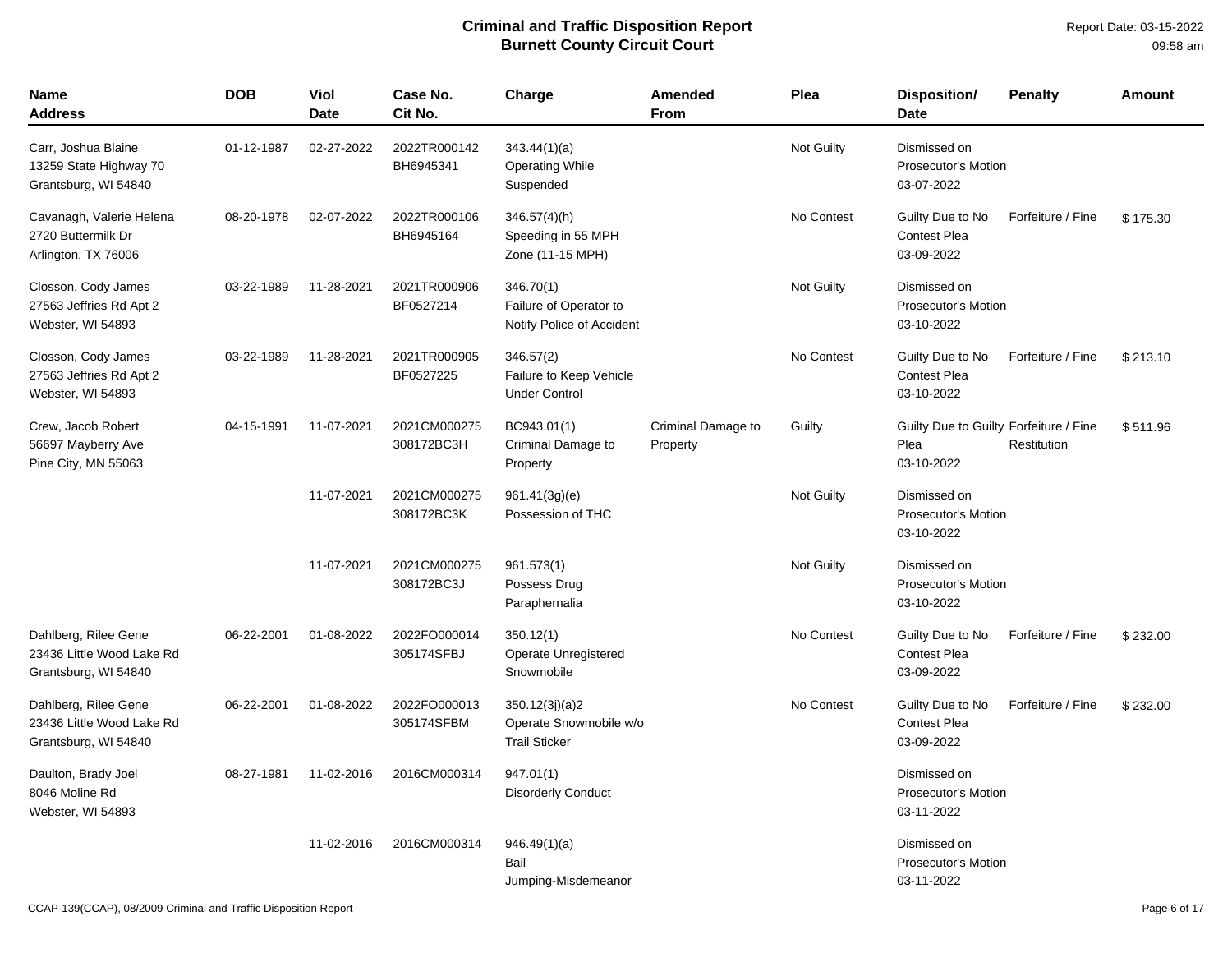# Criminal and Traffic Disposition Report
## Burnett County Circuit Court

Report Date: 03-15-2022
09:58 am

| Name Address | DOB | Viol Date | Case No. Cit No. | Charge | Amended From | Plea | Disposition/ Date | Penalty | Amount |
|---|---|---|---|---|---|---|---|---|---|
| Carr, Joshua Blaine 13259 State Highway 70 Grantsburg, WI 54840 | 01-12-1987 | 02-27-2022 | 2022TR000142 BH6945341 | 343.44(1)(a) Operating While Suspended | | Not Guilty | Dismissed on Prosecutor's Motion 03-07-2022 | | |
| Cavanagh, Valerie Helena 2720 Buttermilk Dr Arlington, TX 76006 | 08-20-1978 | 02-07-2022 | 2022TR000106 BH6945164 | 346.57(4)(h) Speeding in 55 MPH Zone (11-15 MPH) | | No Contest | Guilty Due to No Contest Plea 03-09-2022 | Forfeiture / Fine | $ 175.30 |
| Closson, Cody James 27563 Jeffries Rd Apt 2 Webster, WI 54893 | 03-22-1989 | 11-28-2021 | 2021TR000906 BF0527214 | 346.70(1) Failure of Operator to Notify Police of Accident | | Not Guilty | Dismissed on Prosecutor's Motion 03-10-2022 | | |
| Closson, Cody James 27563 Jeffries Rd Apt 2 Webster, WI 54893 | 03-22-1989 | 11-28-2021 | 2021TR000905 BF0527225 | 346.57(2) Failure to Keep Vehicle Under Control | | No Contest | Guilty Due to No Contest Plea 03-10-2022 | Forfeiture / Fine | $ 213.10 |
| Crew, Jacob Robert 56697 Mayberry Ave Pine City, MN 55063 | 04-15-1991 | 11-07-2021 | 2021CM000275 308172BC3H | BC943.01(1) Criminal Damage to Property | Criminal Damage to Property | Guilty | Guilty Due to Guilty Plea 03-10-2022 | Forfeiture / Fine Restitution | $ 511.96 |
| | | 11-07-2021 | 2021CM000275 308172BC3K | 961.41(3g)(e) Possession of THC | | Not Guilty | Dismissed on Prosecutor's Motion 03-10-2022 | | |
| | | 11-07-2021 | 2021CM000275 308172BC3J | 961.573(1) Possess Drug Paraphernalia | | Not Guilty | Dismissed on Prosecutor's Motion 03-10-2022 | | |
| Dahlberg, Rilee Gene 23436 Little Wood Lake Rd Grantsburg, WI 54840 | 06-22-2001 | 01-08-2022 | 2022FO000014 305174SFBJ | 350.12(1) Operate Unregistered Snowmobile | | No Contest | Guilty Due to No Contest Plea 03-09-2022 | Forfeiture / Fine | $ 232.00 |
| Dahlberg, Rilee Gene 23436 Little Wood Lake Rd Grantsburg, WI 54840 | 06-22-2001 | 01-08-2022 | 2022FO000013 305174SFBM | 350.12(3j)(a)2 Operate Snowmobile w/o Trail Sticker | | No Contest | Guilty Due to No Contest Plea 03-09-2022 | Forfeiture / Fine | $ 232.00 |
| Daulton, Brady Joel 8046 Moline Rd Webster, WI 54893 | 08-27-1981 | 11-02-2016 | 2016CM000314 | 947.01(1) Disorderly Conduct | | | Dismissed on Prosecutor's Motion 03-11-2022 | | |
| | | 11-02-2016 | 2016CM000314 | 946.49(1)(a) Bail Jumping-Misdemeanor | | | Dismissed on Prosecutor's Motion 03-11-2022 | | |

CCAP-139(CCAP), 08/2009 Criminal and Traffic Disposition Report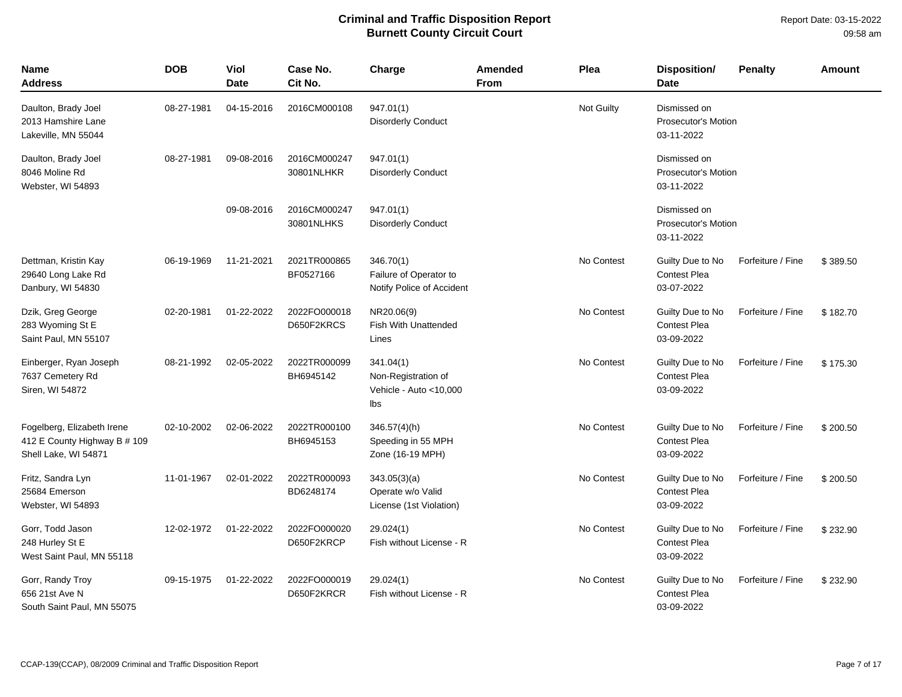# Criminal and Traffic Disposition Report
## Burnett County Circuit Court

Report Date: 03-15-2022
09:58 am

| Name<br>Address | DOB | Viol Date | Case No.<br>Cit No. | Charge | Amended From | Plea | Disposition/<br>Date | Penalty | Amount |
|---|---|---|---|---|---|---|---|---|---|
| Daulton, Brady Joel<br>2013 Hamshire Lane<br>Lakeville, MN 55044 | 08-27-1981 | 04-15-2016 | 2016CM000108 | 947.01(1)<br>Disorderly Conduct | | Not Guilty | Dismissed on Prosecutor's Motion<br>03-11-2022 | | |
| Daulton, Brady Joel<br>8046 Moline Rd<br>Webster, WI 54893 | 08-27-1981 | 09-08-2016 | 2016CM000247<br>30801NLHKR | 947.01(1)<br>Disorderly Conduct | | | Dismissed on Prosecutor's Motion<br>03-11-2022 | | |
| | | 09-08-2016 | 2016CM000247<br>30801NLHKS | 947.01(1)<br>Disorderly Conduct | | | Dismissed on Prosecutor's Motion<br>03-11-2022 | | |
| Dettman, Kristin Kay<br>29640 Long Lake Rd<br>Danbury, WI 54830 | 06-19-1969 | 11-21-2021 | 2021TR000865<br>BF0527166 | 346.70(1)<br>Failure of Operator to Notify Police of Accident | | No Contest | Guilty Due to No Contest Plea<br>03-07-2022 | Forfeiture / Fine | $ 389.50 |
| Dzik, Greg George<br>283 Wyoming St E<br>Saint Paul, MN 55107 | 02-20-1981 | 01-22-2022 | 2022FO000018<br>D650F2KRCS | NR20.06(9)<br>Fish With Unattended Lines | | No Contest | Guilty Due to No Contest Plea<br>03-09-2022 | Forfeiture / Fine | $ 182.70 |
| Einberger, Ryan Joseph<br>7637 Cemetery Rd<br>Siren, WI 54872 | 08-21-1992 | 02-05-2022 | 2022TR000099<br>BH6945142 | 341.04(1)<br>Non-Registration of Vehicle - Auto <10,000 lbs | | No Contest | Guilty Due to No Contest Plea<br>03-09-2022 | Forfeiture / Fine | $ 175.30 |
| Fogelberg, Elizabeth Irene<br>412 E County Highway B # 109<br>Shell Lake, WI 54871 | 02-10-2002 | 02-06-2022 | 2022TR000100<br>BH6945153 | 346.57(4)(h)<br>Speeding in 55 MPH Zone (16-19 MPH) | | No Contest | Guilty Due to No Contest Plea<br>03-09-2022 | Forfeiture / Fine | $ 200.50 |
| Fritz, Sandra Lyn<br>25684 Emerson<br>Webster, WI 54893 | 11-01-1967 | 02-01-2022 | 2022TR000093<br>BD6248174 | 343.05(3)(a)<br>Operate w/o Valid License (1st Violation) | | No Contest | Guilty Due to No Contest Plea<br>03-09-2022 | Forfeiture / Fine | $ 200.50 |
| Gorr, Todd Jason<br>248 Hurley St E<br>West Saint Paul, MN 55118 | 12-02-1972 | 01-22-2022 | 2022FO000020<br>D650F2KRCP | 29.024(1)<br>Fish without License - R | | No Contest | Guilty Due to No Contest Plea<br>03-09-2022 | Forfeiture / Fine | $ 232.90 |
| Gorr, Randy Troy<br>656 21st Ave N<br>South Saint Paul, MN 55075 | 09-15-1975 | 01-22-2022 | 2022FO000019<br>D650F2KRCR | 29.024(1)<br>Fish without License - R | | No Contest | Guilty Due to No Contest Plea<br>03-09-2022 | Forfeiture / Fine | $ 232.90 |

CCAP-139(CCAP), 08/2009 Criminal and Traffic Disposition Report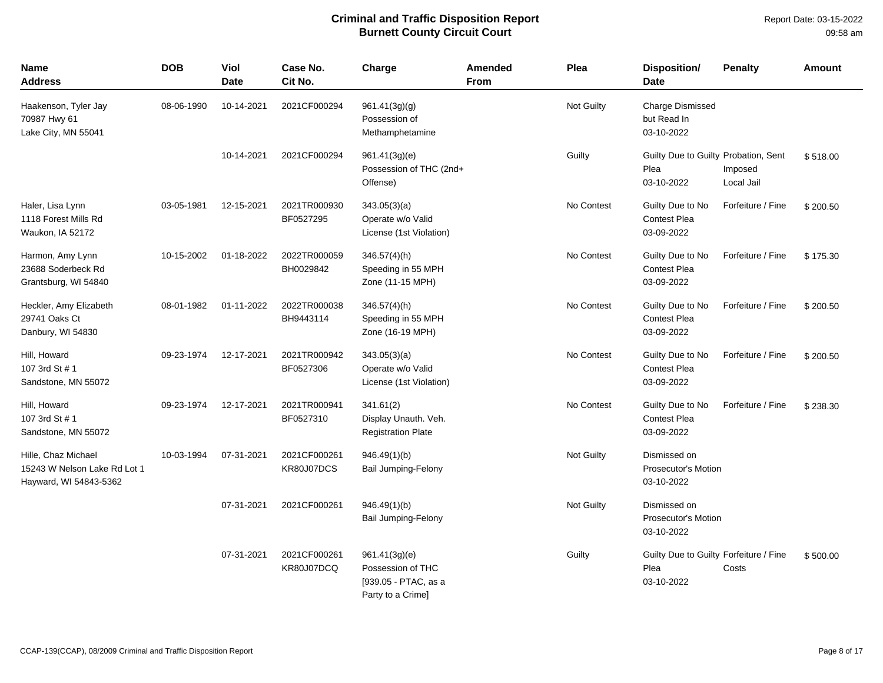# Criminal and Traffic Disposition Report
## Burnett County Circuit Court

Report Date: 03-15-2022
09:58 am

| Name<br>Address | DOB | Viol<br>Date | Case No.<br>Cit No. | Charge | Amended<br>From | Plea | Disposition/<br>Date | Penalty | Amount |
|---|---|---|---|---|---|---|---|---|---|
| Haakenson, Tyler Jay<br>70987 Hwy 61<br>Lake City, MN 55041 | 08-06-1990 | 10-14-2021 | 2021CF000294 | 961.41(3g)(g)<br>Possession of Methamphetamine | | Not Guilty | Charge Dismissed but Read In<br>03-10-2022 | | |
| | | 10-14-2021 | 2021CF000294 | 961.41(3g)(e)<br>Possession of THC (2nd+ Offense) | | Guilty | Guilty Due to Guilty Plea<br>03-10-2022 | Probation, Sent Imposed<br>Local Jail | $ 518.00 |
| Haler, Lisa Lynn<br>1118 Forest Mills Rd<br>Waukon, IA 52172 | 03-05-1981 | 12-15-2021 | 2021TR000930<br>BF0527295 | 343.05(3)(a)<br>Operate w/o Valid License (1st Violation) | | No Contest | Guilty Due to No Contest Plea<br>03-09-2022 | Forfeiture / Fine | $ 200.50 |
| Harmon, Amy Lynn<br>23688 Soderbeck Rd<br>Grantsburg, WI 54840 | 10-15-2002 | 01-18-2022 | 2022TR000059<br>BH0029842 | 346.57(4)(h)<br>Speeding in 55 MPH Zone (11-15 MPH) | | No Contest | Guilty Due to No Contest Plea<br>03-09-2022 | Forfeiture / Fine | $ 175.30 |
| Heckler, Amy Elizabeth<br>29741 Oaks Ct<br>Danbury, WI 54830 | 08-01-1982 | 01-11-2022 | 2022TR000038<br>BH9443114 | 346.57(4)(h)<br>Speeding in 55 MPH Zone (16-19 MPH) | | No Contest | Guilty Due to No Contest Plea<br>03-09-2022 | Forfeiture / Fine | $ 200.50 |
| Hill, Howard<br>107 3rd St # 1<br>Sandstone, MN 55072 | 09-23-1974 | 12-17-2021 | 2021TR000942<br>BF0527306 | 343.05(3)(a)<br>Operate w/o Valid License (1st Violation) | | No Contest | Guilty Due to No Contest Plea<br>03-09-2022 | Forfeiture / Fine | $ 200.50 |
| Hill, Howard<br>107 3rd St # 1<br>Sandstone, MN 55072 | 09-23-1974 | 12-17-2021 | 2021TR000941<br>BF0527310 | 341.61(2)<br>Display Unauth. Veh. Registration Plate | | No Contest | Guilty Due to No Contest Plea<br>03-09-2022 | Forfeiture / Fine | $ 238.30 |
| Hille, Chaz Michael<br>15243 W Nelson Lake Rd Lot 1<br>Hayward, WI 54843-5362 | 10-03-1994 | 07-31-2021 | 2021CF000261<br>KR80J07DCS | 946.49(1)(b)<br>Bail Jumping-Felony | | Not Guilty | Dismissed on Prosecutor's Motion<br>03-10-2022 | | |
| | | 07-31-2021 | 2021CF000261 | 946.49(1)(b)<br>Bail Jumping-Felony | | Not Guilty | Dismissed on Prosecutor's Motion<br>03-10-2022 | | |
| | | 07-31-2021 | 2021CF000261<br>KR80J07DCQ | 961.41(3g)(e)<br>Possession of THC<br>[939.05 - PTAC, as a Party to a Crime] | | Guilty | Guilty Due to Guilty Plea<br>03-10-2022 | Forfeiture / Fine<br>Costs | $ 500.00 |

CCAP-139(CCAP), 08/2009 Criminal and Traffic Disposition Report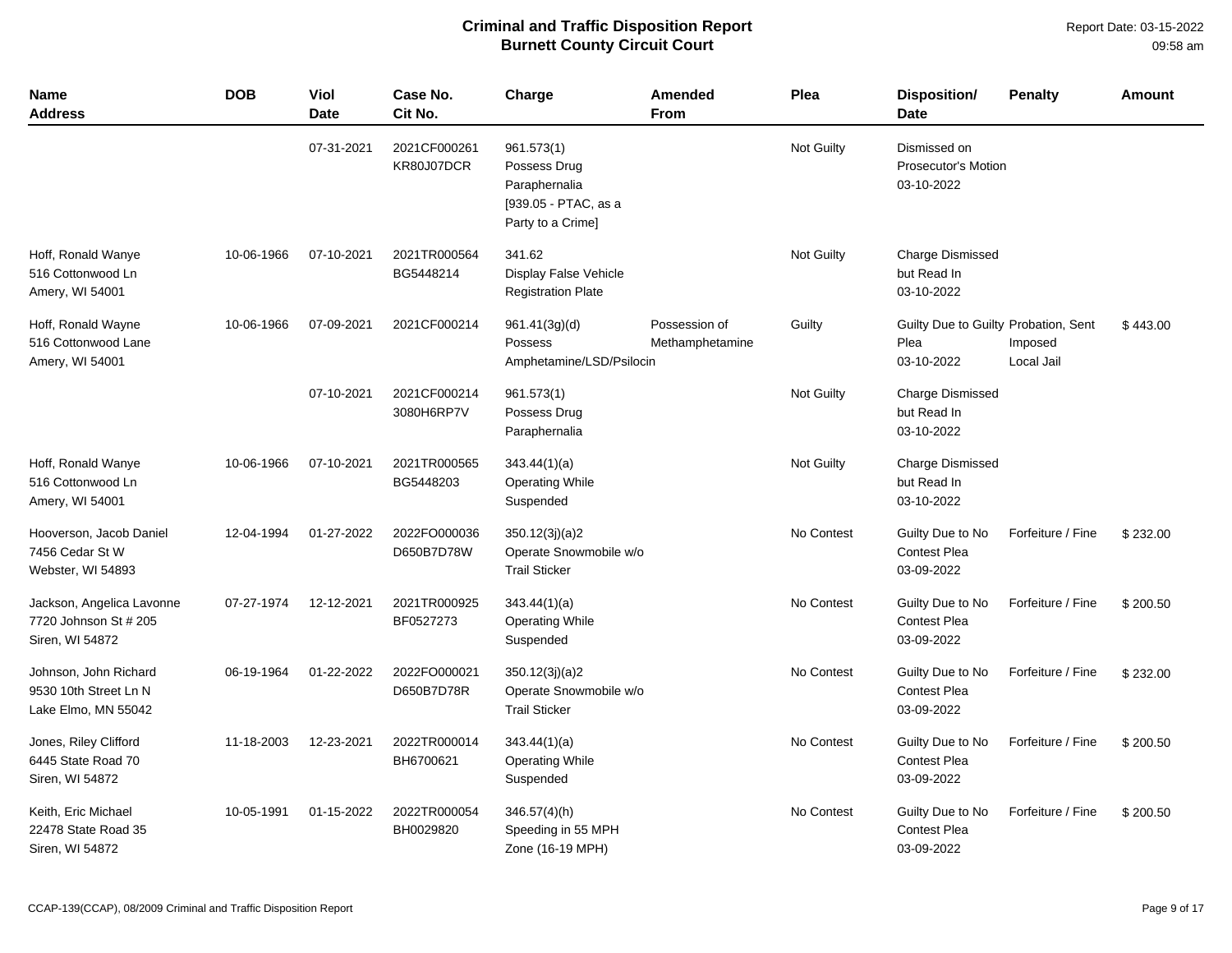# Criminal and Traffic Disposition Report
## Burnett County Circuit Court

Report Date: 03-15-2022
09:58 am

| Name Address | DOB | Viol Date | Case No. Cit No. | Charge | Amended From | Plea | Disposition/ Date | Penalty | Amount |
|---|---|---|---|---|---|---|---|---|---|
| | | 07-31-2021 | 2021CF000261 KR80J07DCR | 961.573(1) Possess Drug Paraphernalia [939.05 - PTAC, as a Party to a Crime] | | Not Guilty | Dismissed on Prosecutor's Motion 03-10-2022 | | |
| Hoff, Ronald Wanye 516 Cottonwood Ln Amery, WI 54001 | 10-06-1966 | 07-10-2021 | 2021TR000564 BG5448214 | 341.62 Display False Vehicle Registration Plate | | Not Guilty | Charge Dismissed but Read In 03-10-2022 | | |
| Hoff, Ronald Wayne 516 Cottonwood Lane Amery, WI 54001 | 10-06-1966 | 07-09-2021 | 2021CF000214 | 961.41(3g)(d) Possess Amphetamine/LSD/Psilocin | Possession of Methamphetamine | Guilty | Guilty Due to Guilty Plea 03-10-2022 | Probation, Sent Imposed Local Jail | $ 443.00 |
| | | 07-10-2021 | 2021CF000214 3080H6RP7V | 961.573(1) Possess Drug Paraphernalia | | Not Guilty | Charge Dismissed but Read In 03-10-2022 | | |
| Hoff, Ronald Wanye 516 Cottonwood Ln Amery, WI 54001 | 10-06-1966 | 07-10-2021 | 2021TR000565 BG5448203 | 343.44(1)(a) Operating While Suspended | | Not Guilty | Charge Dismissed but Read In 03-10-2022 | | |
| Hooverson, Jacob Daniel 7456 Cedar St W Webster, WI 54893 | 12-04-1994 | 01-27-2022 | 2022FO000036 D650B7D78W | 350.12(3j)(a)2 Operate Snowmobile w/o Trail Sticker | | No Contest | Guilty Due to No Contest Plea 03-09-2022 | Forfeiture / Fine | $ 232.00 |
| Jackson, Angelica Lavonne 7720 Johnson St # 205 Siren, WI 54872 | 07-27-1974 | 12-12-2021 | 2021TR000925 BF0527273 | 343.44(1)(a) Operating While Suspended | | No Contest | Guilty Due to No Contest Plea 03-09-2022 | Forfeiture / Fine | $ 200.50 |
| Johnson, John Richard 9530 10th Street Ln N Lake Elmo, MN 55042 | 06-19-1964 | 01-22-2022 | 2022FO000021 D650B7D78R | 350.12(3j)(a)2 Operate Snowmobile w/o Trail Sticker | | No Contest | Guilty Due to No Contest Plea 03-09-2022 | Forfeiture / Fine | $ 232.00 |
| Jones, Riley Clifford 6445 State Road 70 Siren, WI 54872 | 11-18-2003 | 12-23-2021 | 2022TR000014 BH6700621 | 343.44(1)(a) Operating While Suspended | | No Contest | Guilty Due to No Contest Plea 03-09-2022 | Forfeiture / Fine | $ 200.50 |
| Keith, Eric Michael 22478 State Road 35 Siren, WI 54872 | 10-05-1991 | 01-15-2022 | 2022TR000054 BH0029820 | 346.57(4)(h) Speeding in 55 MPH Zone (16-19 MPH) | | No Contest | Guilty Due to No Contest Plea 03-09-2022 | Forfeiture / Fine | $ 200.50 |

CCAP-139(CCAP), 08/2009 Criminal and Traffic Disposition Report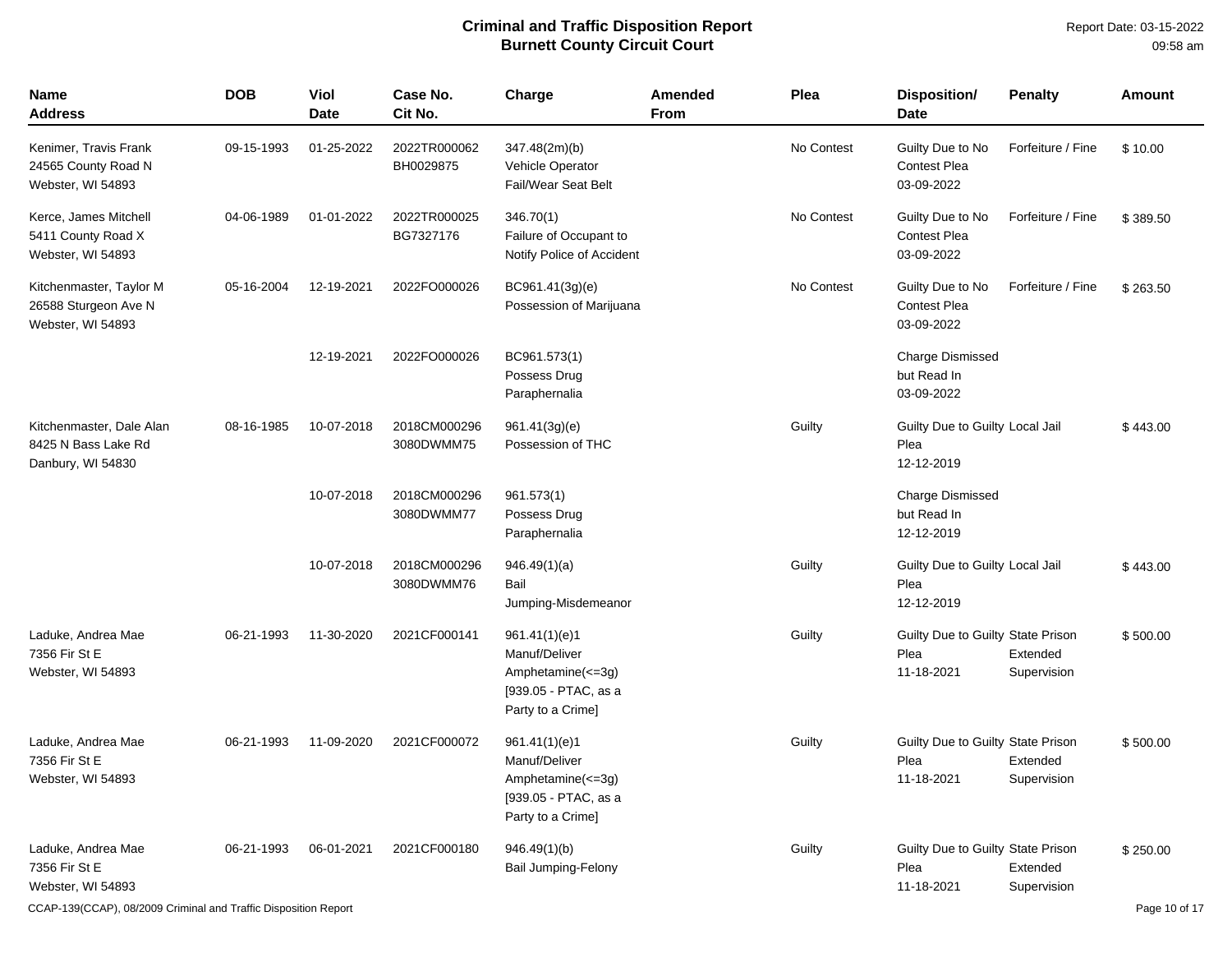# Criminal and Traffic Disposition Report
## Burnett County Circuit Court

Report Date: 03-15-2022
09:58 am

| Name<br>Address | DOB | Viol Date | Case No.<br>Cit No. | Charge | Amended From | Plea | Disposition/<br>Date | Penalty | Amount |
|---|---|---|---|---|---|---|---|---|---|
| Kenimer, Travis Frank<br>24565 County Road N<br>Webster, WI 54893 | 09-15-1993 | 01-25-2022 | 2022TR000062<br>BH0029875 | 347.48(2m)(b)<br>Vehicle Operator Fail/Wear Seat Belt | | No Contest | Guilty Due to No Contest Plea<br>03-09-2022 | Forfeiture / Fine | $ 10.00 |
| Kerce, James Mitchell<br>5411 County Road X<br>Webster, WI 54893 | 04-06-1989 | 01-01-2022 | 2022TR000025<br>BG7327176 | 346.70(1)<br>Failure of Occupant to Notify Police of Accident | | No Contest | Guilty Due to No Contest Plea<br>03-09-2022 | Forfeiture / Fine | $ 389.50 |
| Kitchenmaster, Taylor M<br>26588 Sturgeon Ave N<br>Webster, WI 54893 | 05-16-2004 | 12-19-2021 | 2022FO000026 | BC961.41(3g)(e)<br>Possession of Marijuana | | No Contest | Guilty Due to No Contest Plea<br>03-09-2022 | Forfeiture / Fine | $ 263.50 |
| | | 12-19-2021 | 2022FO000026 | BC961.573(1)<br>Possess Drug Paraphernalia | | | Charge Dismissed but Read In<br>03-09-2022 | | |
| Kitchenmaster, Dale Alan<br>8425 N Bass Lake Rd<br>Danbury, WI 54830 | 08-16-1985 | 10-07-2018 | 2018CM000296<br>3080DWMM75 | 961.41(3g)(e)<br>Possession of THC | | Guilty | Guilty Due to Guilty Plea<br>12-12-2019 | Local Jail | $ 443.00 |
| | | 10-07-2018 | 2018CM000296<br>3080DWMM77 | 961.573(1)<br>Possess Drug Paraphernalia | | | Charge Dismissed but Read In<br>12-12-2019 | | |
| | | 10-07-2018 | 2018CM000296<br>3080DWMM76 | 946.49(1)(a)<br>Bail Jumping-Misdemeanor | | Guilty | Guilty Due to Guilty Plea<br>12-12-2019 | Local Jail | $ 443.00 |
| Laduke, Andrea Mae<br>7356 Fir St E<br>Webster, WI 54893 | 06-21-1993 | 11-30-2020 | 2021CF000141 | 961.41(1)(e)1<br>Manuf/Deliver Amphetamine(<=3g)<br>[939.05 - PTAC, as a Party to a Crime] | | Guilty | Guilty Due to Guilty Plea<br>11-18-2021 | State Prison Extended Supervision | $ 500.00 |
| Laduke, Andrea Mae<br>7356 Fir St E<br>Webster, WI 54893 | 06-21-1993 | 11-09-2020 | 2021CF000072 | 961.41(1)(e)1<br>Manuf/Deliver Amphetamine(<=3g)<br>[939.05 - PTAC, as a Party to a Crime] | | Guilty | Guilty Due to Guilty Plea<br>11-18-2021 | State Prison Extended Supervision | $ 500.00 |
| Laduke, Andrea Mae<br>7356 Fir St E<br>Webster, WI 54893 | 06-21-1993 | 06-01-2021 | 2021CF000180 | 946.49(1)(b)<br>Bail Jumping-Felony | | Guilty | Guilty Due to Guilty Plea<br>11-18-2021 | State Prison Extended Supervision | $ 250.00 |

CCAP-139(CCAP), 08/2009 Criminal and Traffic Disposition Report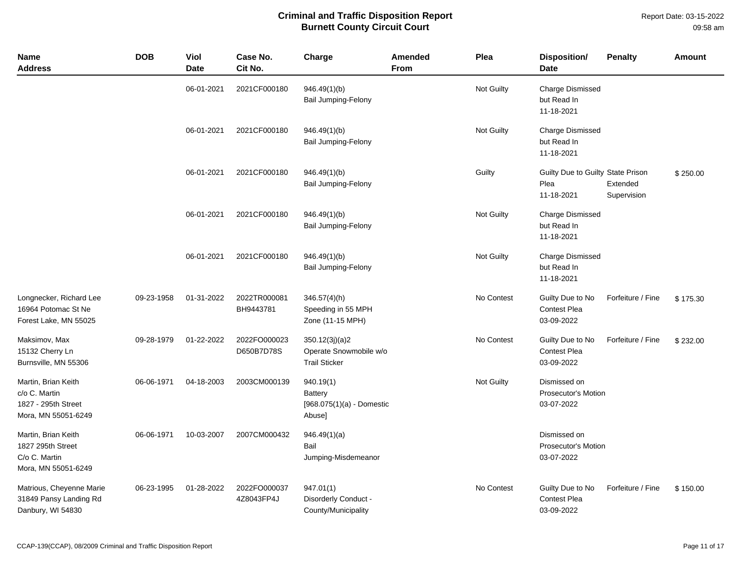# Criminal and Traffic Disposition Report
## Burnett County Circuit Court

Report Date: 03-15-2022
09:58 am

| Name<br>Address | DOB | Viol<br>Date | Case No.<br>Cit No. | Charge | Amended<br>From | Plea | Disposition/<br>Date | Penalty | Amount |
|---|---|---|---|---|---|---|---|---|---|
| | | 06-01-2021 | 2021CF000180 | 946.49(1)(b)<br>Bail Jumping-Felony | | Not Guilty | Charge Dismissed but Read In<br>11-18-2021 | | |
| | | 06-01-2021 | 2021CF000180 | 946.49(1)(b)<br>Bail Jumping-Felony | | Not Guilty | Charge Dismissed but Read In<br>11-18-2021 | | |
| | | 06-01-2021 | 2021CF000180 | 946.49(1)(b)<br>Bail Jumping-Felony | | Guilty | Guilty Due to Guilty Plea<br>11-18-2021 | State Prison Extended Supervision | $ 250.00 |
| | | 06-01-2021 | 2021CF000180 | 946.49(1)(b)<br>Bail Jumping-Felony | | Not Guilty | Charge Dismissed but Read In<br>11-18-2021 | | |
| | | 06-01-2021 | 2021CF000180 | 946.49(1)(b)<br>Bail Jumping-Felony | | Not Guilty | Charge Dismissed but Read In<br>11-18-2021 | | |
| Longnecker, Richard Lee<br>16964 Potomac St Ne<br>Forest Lake, MN 55025 | 09-23-1958 | 01-31-2022 | 2022TR000081<br>BH9443781 | 346.57(4)(h)<br>Speeding in 55 MPH Zone (11-15 MPH) | | No Contest | Guilty Due to No Contest Plea<br>03-09-2022 | Forfeiture / Fine | $ 175.30 |
| Maksimov, Max<br>15132 Cherry Ln<br>Burnsville, MN 55306 | 09-28-1979 | 01-22-2022 | 2022FO000023<br>D650B7D78S | 350.12(3j)(a)2<br>Operate Snowmobile w/o Trail Sticker | | No Contest | Guilty Due to No Contest Plea<br>03-09-2022 | Forfeiture / Fine | $ 232.00 |
| Martin, Brian Keith<br>c/o C. Martin<br>1827 - 295th Street<br>Mora, MN 55051-6249 | 06-06-1971 | 04-18-2003 | 2003CM000139 | 940.19(1)<br>Battery<br>[968.075(1)(a) - Domestic Abuse] | | Not Guilty | Dismissed on Prosecutor's Motion<br>03-07-2022 | | |
| Martin, Brian Keith<br>1827 295th Street<br>C/o C. Martin<br>Mora, MN 55051-6249 | 06-06-1971 | 10-03-2007 | 2007CM000432 | 946.49(1)(a)<br>Bail Jumping-Misdemeanor | | | Dismissed on Prosecutor's Motion<br>03-07-2022 | | |
| Matrious, Cheyenne Marie<br>31849 Pansy Landing Rd<br>Danbury, WI 54830 | 06-23-1995 | 01-28-2022 | 2022FO000037<br>4Z8043FP4J | 947.01(1)<br>Disorderly Conduct - County/Municipality | | No Contest | Guilty Due to No Contest Plea<br>03-09-2022 | Forfeiture / Fine | $ 150.00 |

CCAP-139(CCAP), 08/2009 Criminal and Traffic Disposition Report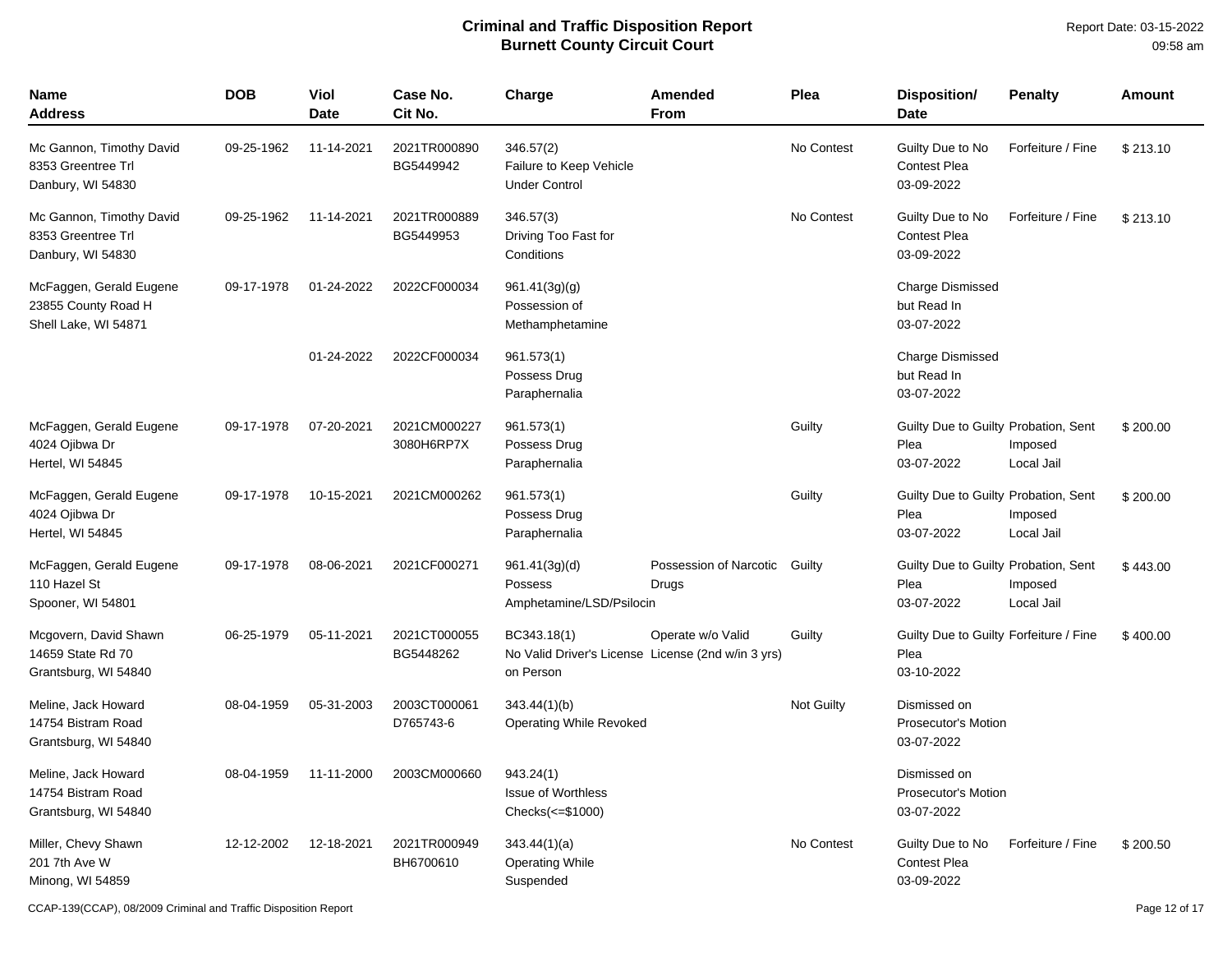# Criminal and Traffic Disposition Report
## Burnett County Circuit Court

Report Date: 03-15-2022
09:58 am

| Name Address | DOB | Viol Date | Case No. Cit No. | Charge | Amended From | Plea | Disposition/ Date | Penalty | Amount |
|---|---|---|---|---|---|---|---|---|---|
| Mc Gannon, Timothy David 8353 Greentree Trl Danbury, WI 54830 | 09-25-1962 | 11-14-2021 | 2021TR000890 BG5449942 | 346.57(2) Failure to Keep Vehicle Under Control | | No Contest | Guilty Due to No Contest Plea 03-09-2022 | Forfeiture / Fine | $ 213.10 |
| Mc Gannon, Timothy David 8353 Greentree Trl Danbury, WI 54830 | 09-25-1962 | 11-14-2021 | 2021TR000889 BG5449953 | 346.57(3) Driving Too Fast for Conditions | | No Contest | Guilty Due to No Contest Plea 03-09-2022 | Forfeiture / Fine | $ 213.10 |
| McFaggen, Gerald Eugene 23855 County Road H Shell Lake, WI 54871 | 09-17-1978 | 01-24-2022 | 2022CF000034 | 961.41(3g)(g) Possession of Methamphetamine | | | Charge Dismissed but Read In 03-07-2022 | | |
| | | 01-24-2022 | 2022CF000034 | 961.573(1) Possess Drug Paraphernalia | | | Charge Dismissed but Read In 03-07-2022 | | |
| McFaggen, Gerald Eugene 4024 Ojibwa Dr Hertel, WI 54845 | 09-17-1978 | 07-20-2021 | 2021CM000227 3080H6RP7X | 961.573(1) Possess Drug Paraphernalia | | Guilty | Guilty Due to Guilty Plea 03-07-2022 | Probation, Sent Imposed Local Jail | $ 200.00 |
| McFaggen, Gerald Eugene 4024 Ojibwa Dr Hertel, WI 54845 | 09-17-1978 | 10-15-2021 | 2021CM000262 | 961.573(1) Possess Drug Paraphernalia | | Guilty | Guilty Due to Guilty Plea 03-07-2022 | Probation, Sent Imposed Local Jail | $ 200.00 |
| McFaggen, Gerald Eugene 110 Hazel St Spooner, WI 54801 | 09-17-1978 | 08-06-2021 | 2021CF000271 | 961.41(3g)(d) Possess Amphetamine/LSD/Psilocin | Possession of Narcotic Drugs | Guilty | Guilty Due to Guilty Plea 03-07-2022 | Probation, Sent Imposed Local Jail | $ 443.00 |
| Mcgovern, David Shawn 14659 State Rd 70 Grantsburg, WI 54840 | 06-25-1979 | 05-11-2021 | 2021CT000055 BG5448262 | BC343.18(1) No Valid Driver's License on Person | Operate w/o Valid License (2nd w/in 3 yrs) | Guilty | Guilty Due to Guilty Plea 03-10-2022 | Forfeiture / Fine | $ 400.00 |
| Meline, Jack Howard 14754 Bistram Road Grantsburg, WI 54840 | 08-04-1959 | 05-31-2003 | 2003CT000061 D765743-6 | 343.44(1)(b) Operating While Revoked | | Not Guilty | Dismissed on Prosecutor's Motion 03-07-2022 | | |
| Meline, Jack Howard 14754 Bistram Road Grantsburg, WI 54840 | 08-04-1959 | 11-11-2000 | 2003CM000660 | 943.24(1) Issue of Worthless Checks(<=$1000) | | | Dismissed on Prosecutor's Motion 03-07-2022 | | |
| Miller, Chevy Shawn 201 7th Ave W Minong, WI 54859 | 12-12-2002 | 12-18-2021 | 2021TR000949 BH6700610 | 343.44(1)(a) Operating While Suspended | | No Contest | Guilty Due to No Contest Plea 03-09-2022 | Forfeiture / Fine | $ 200.50 |

CCAP-139(CCAP), 08/2009 Criminal and Traffic Disposition Report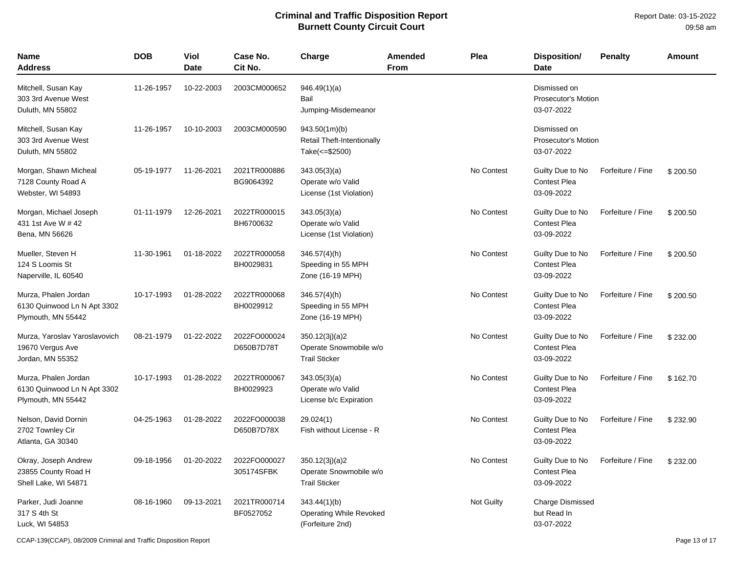# Criminal and Traffic Disposition Report
## Burnett County Circuit Court

Report Date: 03-15-2022
09:58 am

| Name<br>Address | DOB | Viol Date | Case No.<br>Cit No. | Charge | Amended From | Plea | Disposition/<br>Date | Penalty | Amount |
|---|---|---|---|---|---|---|---|---|---|
| Mitchell, Susan Kay<br>303 3rd Avenue West<br>Duluth, MN 55802 | 11-26-1957 | 10-22-2003 | 2003CM000652 | 946.49(1)(a)<br>Bail<br>Jumping-Misdemeanor | | | Dismissed on Prosecutor's Motion<br>03-07-2022 | | |
| Mitchell, Susan Kay<br>303 3rd Avenue West<br>Duluth, MN 55802 | 11-26-1957 | 10-10-2003 | 2003CM000590 | 943.50(1m)(b)<br>Retail Theft-Intentionally Take(<=$2500) | | | Dismissed on Prosecutor's Motion<br>03-07-2022 | | |
| Morgan, Shawn Micheal<br>7128 County Road A<br>Webster, WI 54893 | 05-19-1977 | 11-26-2021 | 2021TR000886<br>BG9064392 | 343.05(3)(a)<br>Operate w/o Valid License (1st Violation) | | No Contest | Guilty Due to No Contest Plea<br>03-09-2022 | Forfeiture / Fine | $ 200.50 |
| Morgan, Michael Joseph<br>431 1st Ave W # 42<br>Bena, MN 56626 | 01-11-1979 | 12-26-2021 | 2022TR000015<br>BH6700632 | 343.05(3)(a)<br>Operate w/o Valid License (1st Violation) | | No Contest | Guilty Due to No Contest Plea<br>03-09-2022 | Forfeiture / Fine | $ 200.50 |
| Mueller, Steven H<br>124 S Loomis St<br>Naperville, IL 60540 | 11-30-1961 | 01-18-2022 | 2022TR000058<br>BH0029831 | 346.57(4)(h)<br>Speeding in 55 MPH Zone (16-19 MPH) | | No Contest | Guilty Due to No Contest Plea<br>03-09-2022 | Forfeiture / Fine | $ 200.50 |
| Murza, Phalen Jordan<br>6130 Quinwood Ln N Apt 3302<br>Plymouth, MN 55442 | 10-17-1993 | 01-28-2022 | 2022TR000068<br>BH0029912 | 346.57(4)(h)<br>Speeding in 55 MPH Zone (16-19 MPH) | | No Contest | Guilty Due to No Contest Plea<br>03-09-2022 | Forfeiture / Fine | $ 200.50 |
| Murza, Yaroslav Yaroslavovich<br>19670 Vergus Ave<br>Jordan, MN 55352 | 08-21-1979 | 01-22-2022 | 2022FO000024<br>D650B7D78T | 350.12(3j)(a)2<br>Operate Snowmobile w/o Trail Sticker | | No Contest | Guilty Due to No Contest Plea<br>03-09-2022 | Forfeiture / Fine | $ 232.00 |
| Murza, Phalen Jordan<br>6130 Quinwood Ln N Apt 3302<br>Plymouth, MN 55442 | 10-17-1993 | 01-28-2022 | 2022TR000067<br>BH0029923 | 343.05(3)(a)<br>Operate w/o Valid License b/c Expiration | | No Contest | Guilty Due to No Contest Plea<br>03-09-2022 | Forfeiture / Fine | $ 162.70 |
| Nelson, David Dornin<br>2702 Townley Cir<br>Atlanta, GA 30340 | 04-25-1963 | 01-28-2022 | 2022FO000038<br>D650B7D78X | 29.024(1)<br>Fish without License - R | | No Contest | Guilty Due to No Contest Plea<br>03-09-2022 | Forfeiture / Fine | $ 232.90 |
| Okray, Joseph Andrew<br>23855 County Road H<br>Shell Lake, WI 54871 | 09-18-1956 | 01-20-2022 | 2022FO000027<br>305174SFBK | 350.12(3j)(a)2<br>Operate Snowmobile w/o Trail Sticker | | No Contest | Guilty Due to No Contest Plea<br>03-09-2022 | Forfeiture / Fine | $ 232.00 |
| Parker, Judi Joanne<br>317 S 4th St<br>Luck, WI 54853 | 08-16-1960 | 09-13-2021 | 2021TR000714<br>BF0527052 | 343.44(1)(b)<br>Operating While Revoked (Forfeiture 2nd) | | Not Guilty | Charge Dismissed but Read In<br>03-07-2022 | | |

CCAP-139(CCAP), 08/2009 Criminal and Traffic Disposition Report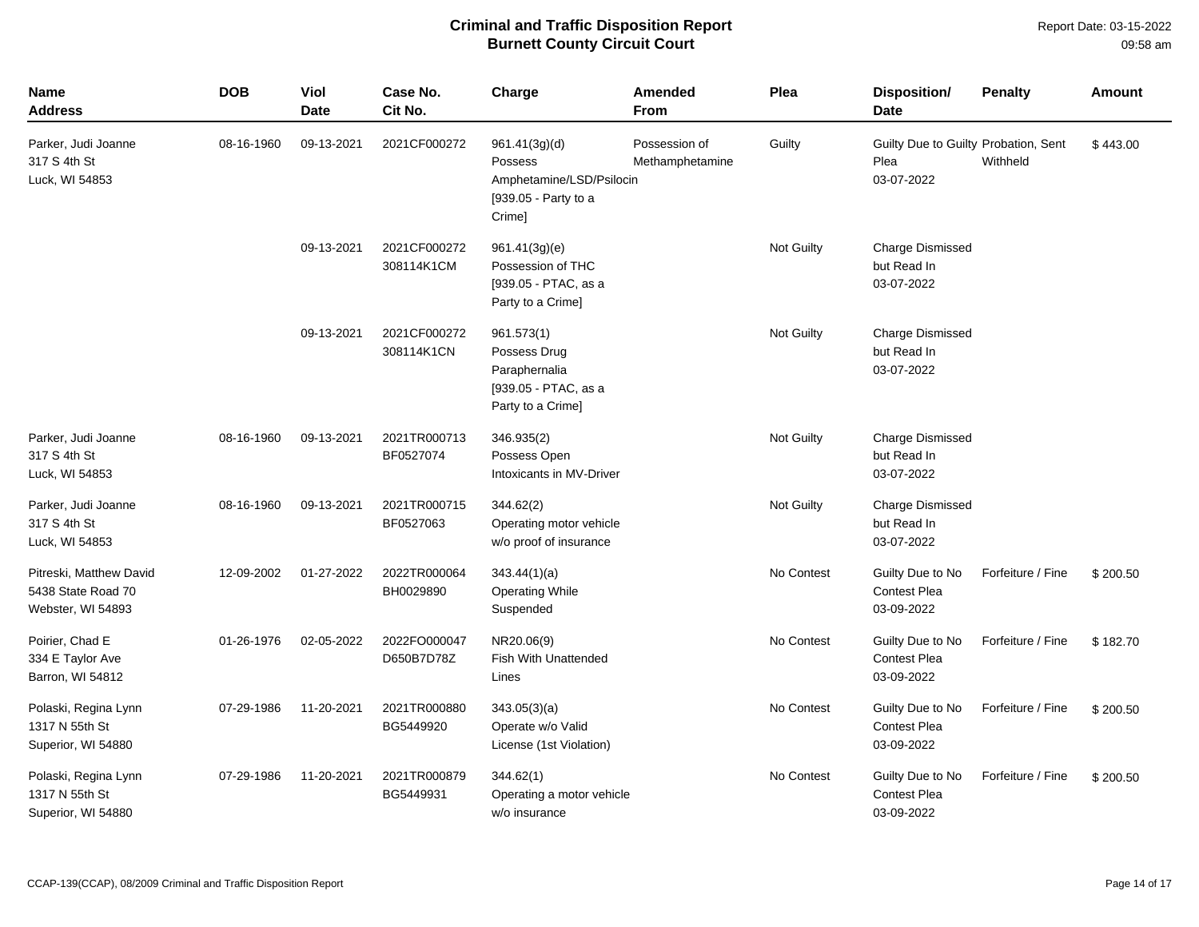# Criminal and Traffic Disposition Report
## Burnett County Circuit Court

Report Date: 03-15-2022
09:58 am

| Name<br>Address | DOB | Viol Date | Case No.<br>Cit No. | Charge | Amended From | Plea | Disposition/<br>Date | Penalty | Amount |
|---|---|---|---|---|---|---|---|---|---|
| Parker, Judi Joanne<br>317 S 4th St<br>Luck, WI 54853 | 08-16-1960 | 09-13-2021 | 2021CF000272 | 961.41(3g)(d)<br>Possess Amphetamine/LSD/Psilocin [939.05 - Party to a Crime] | Possession of Methamphetamine | Guilty | Guilty Due to Guilty Plea<br>03-07-2022 | Probation, Sent Withheld | $ 443.00 |
| | | 09-13-2021 | 2021CF000272<br>308114K1CM | 961.41(3g)(e)<br>Possession of THC [939.05 - PTAC, as a Party to a Crime] | | Not Guilty | Charge Dismissed but Read In<br>03-07-2022 | | |
| | | 09-13-2021 | 2021CF000272<br>308114K1CN | 961.573(1)<br>Possess Drug Paraphernalia [939.05 - PTAC, as a Party to a Crime] | | Not Guilty | Charge Dismissed but Read In<br>03-07-2022 | | |
| Parker, Judi Joanne<br>317 S 4th St<br>Luck, WI 54853 | 08-16-1960 | 09-13-2021 | 2021TR000713<br>BF0527074 | 346.935(2)<br>Possess Open Intoxicants in MV-Driver | | Not Guilty | Charge Dismissed but Read In<br>03-07-2022 | | |
| Parker, Judi Joanne<br>317 S 4th St<br>Luck, WI 54853 | 08-16-1960 | 09-13-2021 | 2021TR000715<br>BF0527063 | 344.62(2)<br>Operating motor vehicle w/o proof of insurance | | Not Guilty | Charge Dismissed but Read In<br>03-07-2022 | | |
| Pitreski, Matthew David<br>5438 State Road 70<br>Webster, WI 54893 | 12-09-2002 | 01-27-2022 | 2022TR000064<br>BH0029890 | 343.44(1)(a)<br>Operating While Suspended | | No Contest | Guilty Due to No Contest Plea<br>03-09-2022 | Forfeiture / Fine | $ 200.50 |
| Poirier, Chad E<br>334 E Taylor Ave<br>Barron, WI 54812 | 01-26-1976 | 02-05-2022 | 2022FO000047<br>D650B7D78Z | NR20.06(9)<br>Fish With Unattended Lines | | No Contest | Guilty Due to No Contest Plea<br>03-09-2022 | Forfeiture / Fine | $ 182.70 |
| Polaski, Regina Lynn<br>1317 N 55th St<br>Superior, WI 54880 | 07-29-1986 | 11-20-2021 | 2021TR000880<br>BG5449920 | 343.05(3)(a)<br>Operate w/o Valid License (1st Violation) | | No Contest | Guilty Due to No Contest Plea<br>03-09-2022 | Forfeiture / Fine | $ 200.50 |
| Polaski, Regina Lynn<br>1317 N 55th St<br>Superior, WI 54880 | 07-29-1986 | 11-20-2021 | 2021TR000879<br>BG5449931 | 344.62(1)<br>Operating a motor vehicle w/o insurance | | No Contest | Guilty Due to No Contest Plea<br>03-09-2022 | Forfeiture / Fine | $ 200.50 |

CCAP-139(CCAP), 08/2009 Criminal and Traffic Disposition Report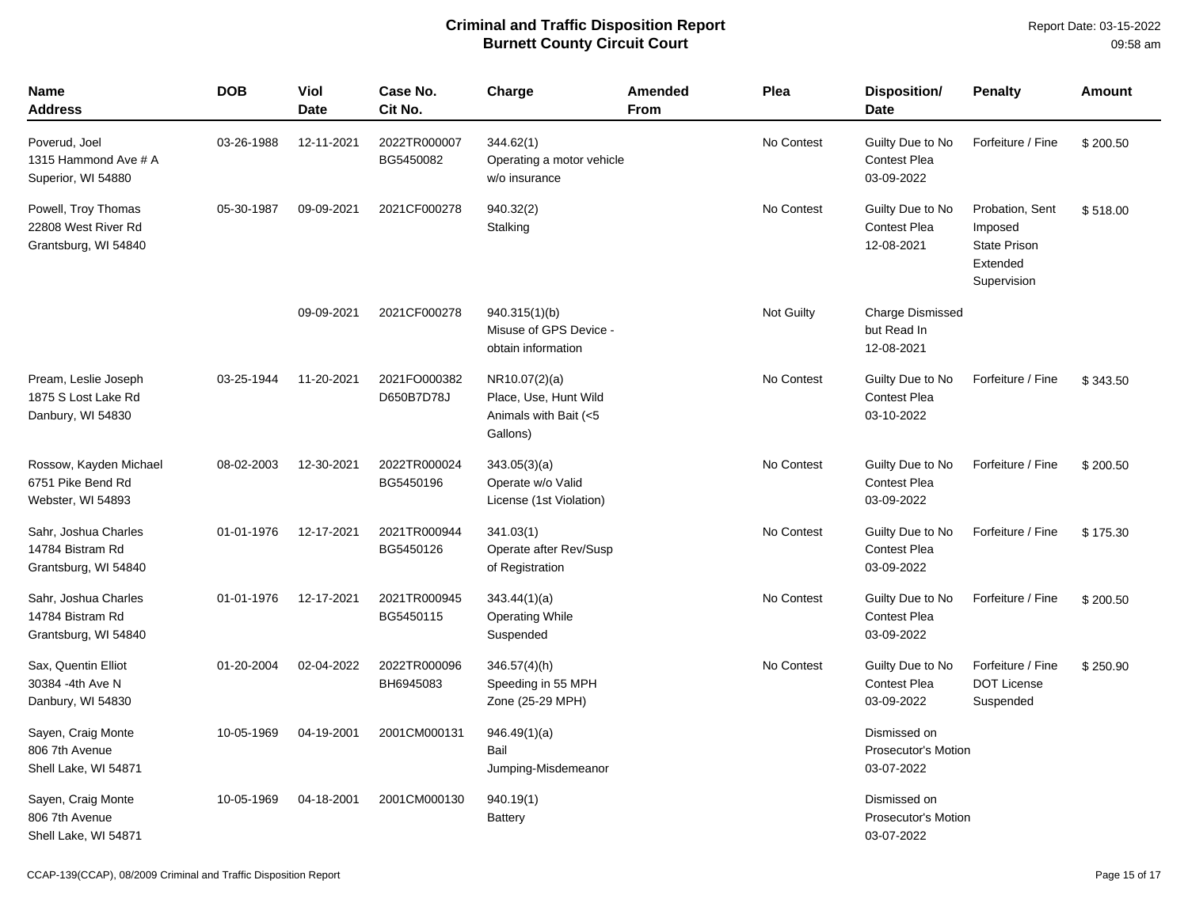# Criminal and Traffic Disposition Report
## Burnett County Circuit Court

Report Date: 03-15-2022 09:58 am

| Name Address | DOB | Viol Date | Case No. Cit No. | Charge | Amended From | Plea | Disposition/ Date | Penalty | Amount |
|---|---|---|---|---|---|---|---|---|---|
| Poverud, Joel 1315 Hammond Ave # A Superior, WI 54880 | 03-26-1988 | 12-11-2021 | 2022TR000007 BG5450082 | 344.62(1) Operating a motor vehicle w/o insurance | | No Contest | Guilty Due to No Contest Plea 03-09-2022 | Forfeiture / Fine | $ 200.50 |
| Powell, Troy Thomas 22808 West River Rd Grantsburg, WI 54840 | 05-30-1987 | 09-09-2021 | 2021CF000278 | 940.32(2) Stalking | | No Contest | Guilty Due to No Contest Plea 12-08-2021 | Probation, Sent Imposed State Prison Extended Supervision | $ 518.00 |
| | | 09-09-2021 | 2021CF000278 | 940.315(1)(b) Misuse of GPS Device - obtain information | | Not Guilty | Charge Dismissed but Read In 12-08-2021 | | |
| Pream, Leslie Joseph 1875 S Lost Lake Rd Danbury, WI 54830 | 03-25-1944 | 11-20-2021 | 2021FO000382 D650B7D78J | NR10.07(2)(a) Place, Use, Hunt Wild Animals with Bait (<5 Gallons) | | No Contest | Guilty Due to No Contest Plea 03-10-2022 | Forfeiture / Fine | $ 343.50 |
| Rossow, Kayden Michael 6751 Pike Bend Rd Webster, WI 54893 | 08-02-2003 | 12-30-2021 | 2022TR000024 BG5450196 | 343.05(3)(a) Operate w/o Valid License (1st Violation) | | No Contest | Guilty Due to No Contest Plea 03-09-2022 | Forfeiture / Fine | $ 200.50 |
| Sahr, Joshua Charles 14784 Bistram Rd Grantsburg, WI 54840 | 01-01-1976 | 12-17-2021 | 2021TR000944 BG5450126 | 341.03(1) Operate after Rev/Susp of Registration | | No Contest | Guilty Due to No Contest Plea 03-09-2022 | Forfeiture / Fine | $ 175.30 |
| Sahr, Joshua Charles 14784 Bistram Rd Grantsburg, WI 54840 | 01-01-1976 | 12-17-2021 | 2021TR000945 BG5450115 | 343.44(1)(a) Operating While Suspended | | No Contest | Guilty Due to No Contest Plea 03-09-2022 | Forfeiture / Fine | $ 200.50 |
| Sax, Quentin Elliot 30384 -4th Ave N Danbury, WI 54830 | 01-20-2004 | 02-04-2022 | 2022TR000096 BH6945083 | 346.57(4)(h) Speeding in 55 MPH Zone (25-29 MPH) | | No Contest | Guilty Due to No Contest Plea 03-09-2022 | Forfeiture / Fine DOT License Suspended | $ 250.90 |
| Sayen, Craig Monte 806 7th Avenue Shell Lake, WI 54871 | 10-05-1969 | 04-19-2001 | 2001CM000131 | 946.49(1)(a) Bail Jumping-Misdemeanor | | | Dismissed on Prosecutor's Motion 03-07-2022 | | |
| Sayen, Craig Monte 806 7th Avenue Shell Lake, WI 54871 | 10-05-1969 | 04-18-2001 | 2001CM000130 | 940.19(1) Battery | | | Dismissed on Prosecutor's Motion 03-07-2022 | | |

CCAP-139(CCAP), 08/2009 Criminal and Traffic Disposition Report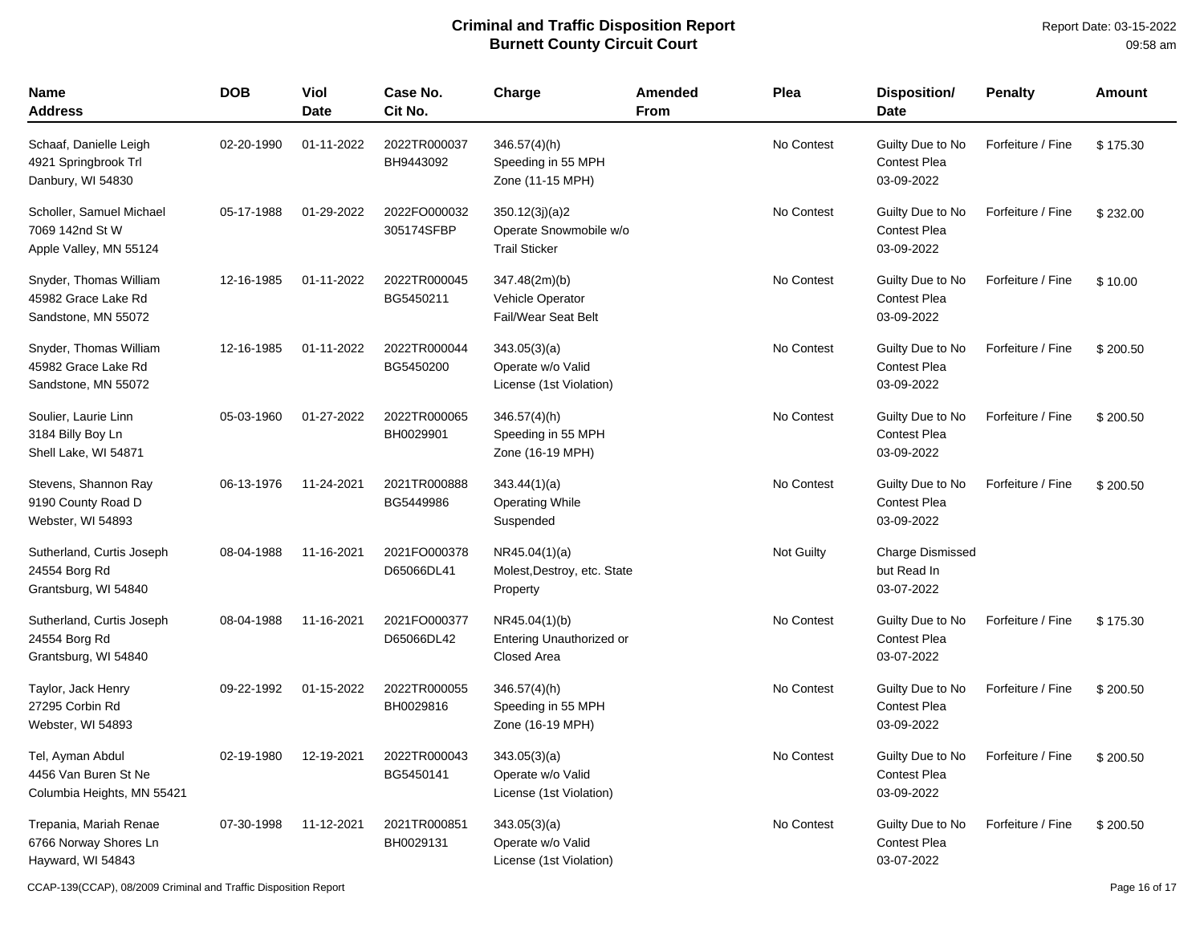# Criminal and Traffic Disposition Report
## Burnett County Circuit Court

Report Date: 03-15-2022
09:58 am

| Name<br>Address | DOB | Viol Date | Case No.<br>Cit No. | Charge | Amended From | Plea | Disposition/<br>Date | Penalty | Amount |
|---|---|---|---|---|---|---|---|---|---|
| Schaaf, Danielle Leigh<br>4921 Springbrook Trl<br>Danbury, WI 54830 | 02-20-1990 | 01-11-2022 | 2022TR000037<br>BH9443092 | 346.57(4)(h)<br>Speeding in 55 MPH Zone (11-15 MPH) | | No Contest | Guilty Due to No Contest Plea<br>03-09-2022 | Forfeiture / Fine | $ 175.30 |
| Scholler, Samuel Michael<br>7069 142nd St W<br>Apple Valley, MN 55124 | 05-17-1988 | 01-29-2022 | 2022FO000032<br>305174SFBP | 350.12(3j)(a)2<br>Operate Snowmobile w/o Trail Sticker | | No Contest | Guilty Due to No Contest Plea<br>03-09-2022 | Forfeiture / Fine | $ 232.00 |
| Snyder, Thomas William<br>45982 Grace Lake Rd<br>Sandstone, MN 55072 | 12-16-1985 | 01-11-2022 | 2022TR000045<br>BG5450211 | 347.48(2m)(b)<br>Vehicle Operator Fail/Wear Seat Belt | | No Contest | Guilty Due to No Contest Plea<br>03-09-2022 | Forfeiture / Fine | $ 10.00 |
| Snyder, Thomas William<br>45982 Grace Lake Rd<br>Sandstone, MN 55072 | 12-16-1985 | 01-11-2022 | 2022TR000044<br>BG5450200 | 343.05(3)(a)<br>Operate w/o Valid License (1st Violation) | | No Contest | Guilty Due to No Contest Plea<br>03-09-2022 | Forfeiture / Fine | $ 200.50 |
| Soulier, Laurie Linn<br>3184 Billy Boy Ln<br>Shell Lake, WI 54871 | 05-03-1960 | 01-27-2022 | 2022TR000065<br>BH0029901 | 346.57(4)(h)<br>Speeding in 55 MPH Zone (16-19 MPH) | | No Contest | Guilty Due to No Contest Plea<br>03-09-2022 | Forfeiture / Fine | $ 200.50 |
| Stevens, Shannon Ray<br>9190 County Road D<br>Webster, WI 54893 | 06-13-1976 | 11-24-2021 | 2021TR000888<br>BG5449986 | 343.44(1)(a)<br>Operating While Suspended | | No Contest | Guilty Due to No Contest Plea<br>03-09-2022 | Forfeiture / Fine | $ 200.50 |
| Sutherland, Curtis Joseph<br>24554 Borg Rd<br>Grantsburg, WI 54840 | 08-04-1988 | 11-16-2021 | 2021FO000378<br>D65066DL41 | NR45.04(1)(a)<br>Molest,Destroy, etc. State Property | | Not Guilty | Charge Dismissed but Read In<br>03-07-2022 | | |
| Sutherland, Curtis Joseph<br>24554 Borg Rd<br>Grantsburg, WI 54840 | 08-04-1988 | 11-16-2021 | 2021FO000377<br>D65066DL42 | NR45.04(1)(b)<br>Entering Unauthorized or Closed Area | | No Contest | Guilty Due to No Contest Plea<br>03-07-2022 | Forfeiture / Fine | $ 175.30 |
| Taylor, Jack Henry<br>27295 Corbin Rd<br>Webster, WI 54893 | 09-22-1992 | 01-15-2022 | 2022TR000055<br>BH0029816 | 346.57(4)(h)<br>Speeding in 55 MPH Zone (16-19 MPH) | | No Contest | Guilty Due to No Contest Plea<br>03-09-2022 | Forfeiture / Fine | $ 200.50 |
| Tel, Ayman Abdul<br>4456 Van Buren St Ne<br>Columbia Heights, MN 55421 | 02-19-1980 | 12-19-2021 | 2022TR000043<br>BG5450141 | 343.05(3)(a)<br>Operate w/o Valid License (1st Violation) | | No Contest | Guilty Due to No Contest Plea<br>03-09-2022 | Forfeiture / Fine | $ 200.50 |
| Trepania, Mariah Renae<br>6766 Norway Shores Ln<br>Hayward, WI 54843 | 07-30-1998 | 11-12-2021 | 2021TR000851<br>BH0029131 | 343.05(3)(a)<br>Operate w/o Valid License (1st Violation) | | No Contest | Guilty Due to No Contest Plea<br>03-07-2022 | Forfeiture / Fine | $ 200.50 |

CCAP-139(CCAP), 08/2009 Criminal and Traffic Disposition Report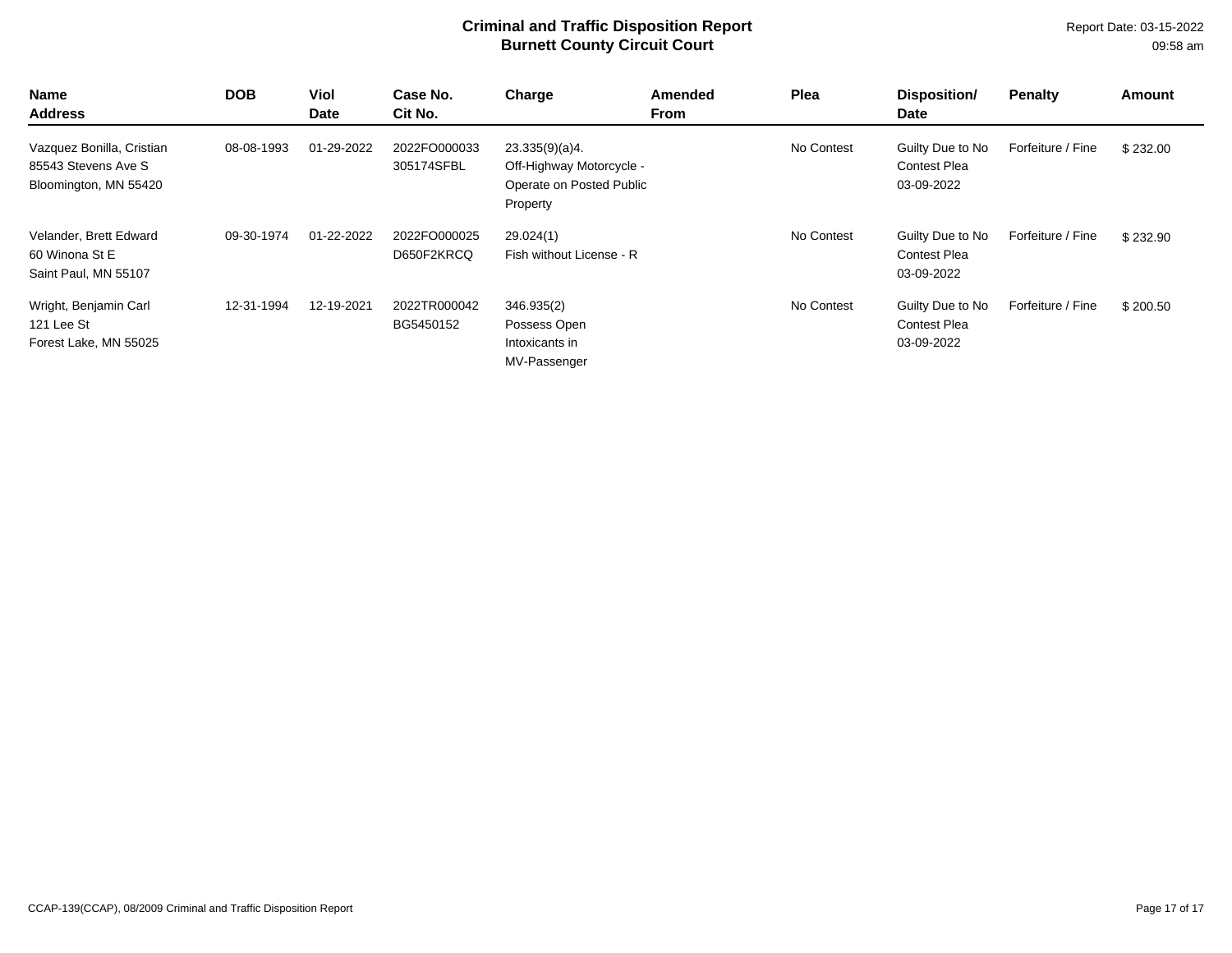**Criminal and Traffic Disposition Report**
**Burnett County Circuit Court**

Report Date: 03-15-2022
09:58 am

| Name<br>Address | DOB | Viol Date | Case No.<br>Cit No. | Charge | Amended From | Plea | Disposition/<br>Date | Penalty | Amount |
|---|---|---|---|---|---|---|---|---|---|
| Vazquez Bonilla, Cristian<br>85543 Stevens Ave S<br>Bloomington, MN 55420 | 08-08-1993 | 01-29-2022 | 2022FO000033<br>305174SFBL | 23.335(9)(a)4.<br>Off-Highway Motorcycle - Operate on Posted Public Property | | No Contest | Guilty Due to No Contest Plea<br>03-09-2022 | Forfeiture / Fine | $ 232.00 |
| Velander, Brett Edward<br>60 Winona St E<br>Saint Paul, MN 55107 | 09-30-1974 | 01-22-2022 | 2022FO000025<br>D650F2KRCQ | 29.024(1)<br>Fish without License - R | | No Contest | Guilty Due to No Contest Plea<br>03-09-2022 | Forfeiture / Fine | $ 232.90 |
| Wright, Benjamin Carl<br>121 Lee St<br>Forest Lake, MN 55025 | 12-31-1994 | 12-19-2021 | 2022TR000042<br>BG5450152 | 346.935(2)<br>Possess Open Intoxicants in MV-Passenger | | No Contest | Guilty Due to No Contest Plea<br>03-09-2022 | Forfeiture / Fine | $ 200.50 |

CCAP-139(CCAP), 08/2009 Criminal and Traffic Disposition Report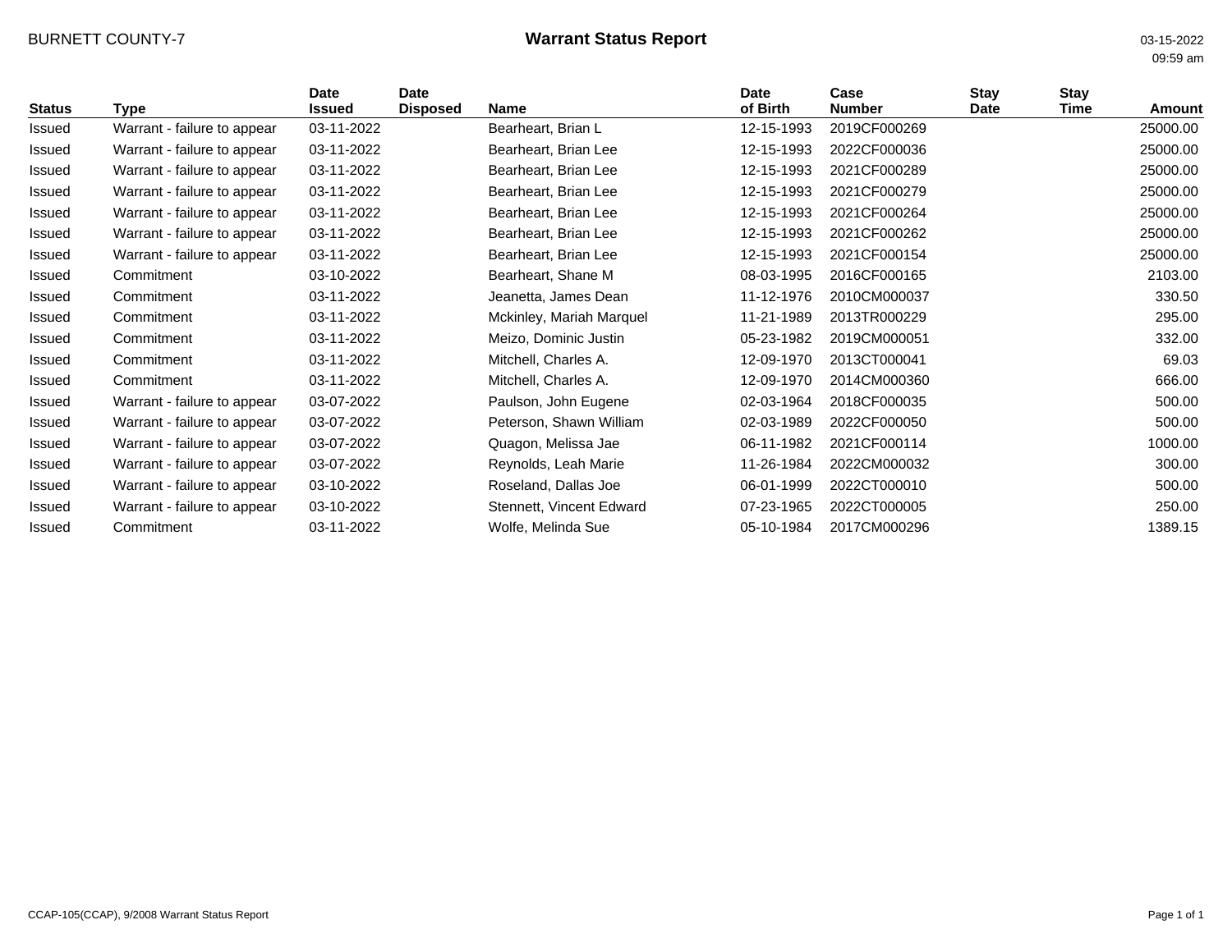BURNETT COUNTY-7

# Warrant Status Report

03-15-2022
09:59 am

| Status | Type | Date Issued | Date Disposed | Name | Date of Birth | Case Number | Stay Date | Stay Time | Amount |
|---|---|---|---|---|---|---|---|---|---|
| Issued | Warrant - failure to appear | 03-11-2022 | | Bearheart, Brian L | 12-15-1993 | 2019CF000269 | | | 25000.00 |
| Issued | Warrant - failure to appear | 03-11-2022 | | Bearheart, Brian Lee | 12-15-1993 | 2022CF000036 | | | 25000.00 |
| Issued | Warrant - failure to appear | 03-11-2022 | | Bearheart, Brian Lee | 12-15-1993 | 2021CF000289 | | | 25000.00 |
| Issued | Warrant - failure to appear | 03-11-2022 | | Bearheart, Brian Lee | 12-15-1993 | 2021CF000279 | | | 25000.00 |
| Issued | Warrant - failure to appear | 03-11-2022 | | Bearheart, Brian Lee | 12-15-1993 | 2021CF000264 | | | 25000.00 |
| Issued | Warrant - failure to appear | 03-11-2022 | | Bearheart, Brian Lee | 12-15-1993 | 2021CF000262 | | | 25000.00 |
| Issued | Warrant - failure to appear | 03-11-2022 | | Bearheart, Brian Lee | 12-15-1993 | 2021CF000154 | | | 25000.00 |
| Issued | Commitment | 03-10-2022 | | Bearheart, Shane M | 08-03-1995 | 2016CF000165 | | | 2103.00 |
| Issued | Commitment | 03-11-2022 | | Jeanetta, James Dean | 11-12-1976 | 2010CM000037 | | | 330.50 |
| Issued | Commitment | 03-11-2022 | | Mckinley, Mariah Marquel | 11-21-1989 | 2013TR000229 | | | 295.00 |
| Issued | Commitment | 03-11-2022 | | Meizo, Dominic Justin | 05-23-1982 | 2019CM000051 | | | 332.00 |
| Issued | Commitment | 03-11-2022 | | Mitchell, Charles A. | 12-09-1970 | 2013CT000041 | | | 69.03 |
| Issued | Commitment | 03-11-2022 | | Mitchell, Charles A. | 12-09-1970 | 2014CM000360 | | | 666.00 |
| Issued | Warrant - failure to appear | 03-07-2022 | | Paulson, John Eugene | 02-03-1964 | 2018CF000035 | | | 500.00 |
| Issued | Warrant - failure to appear | 03-07-2022 | | Peterson, Shawn William | 02-03-1989 | 2022CF000050 | | | 500.00 |
| Issued | Warrant - failure to appear | 03-07-2022 | | Quagon, Melissa Jae | 06-11-1982 | 2021CF000114 | | | 1000.00 |
| Issued | Warrant - failure to appear | 03-07-2022 | | Reynolds, Leah Marie | 11-26-1984 | 2022CM000032 | | | 300.00 |
| Issued | Warrant - failure to appear | 03-10-2022 | | Roseland, Dallas Joe | 06-01-1999 | 2022CT000010 | | | 500.00 |
| Issued | Warrant - failure to appear | 03-10-2022 | | Stennett, Vincent Edward | 07-23-1965 | 2022CT000005 | | | 250.00 |
| Issued | Commitment | 03-11-2022 | | Wolfe, Melinda Sue | 05-10-1984 | 2017CM000296 | | | 1389.15 |

CCAP-105(CCAP), 9/2008 Warrant Status Report